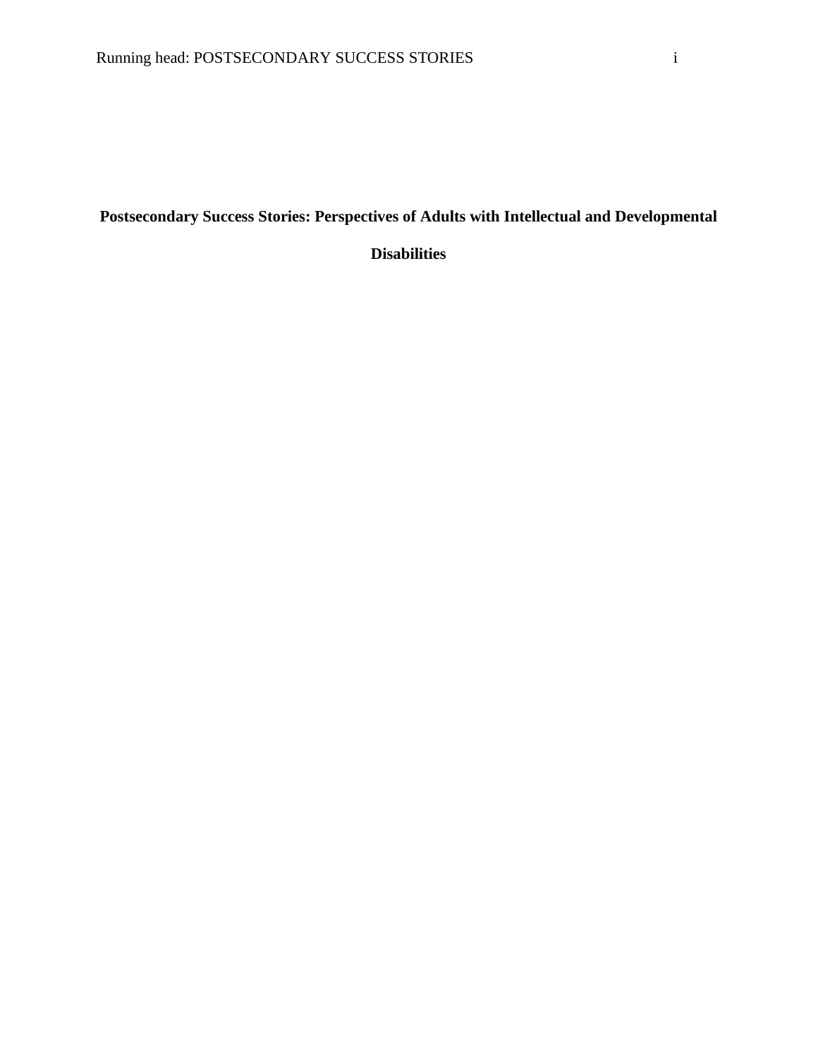# Postsecondary Success Stories: Perspectives of Adults with Intellectual and Developmental Disabilities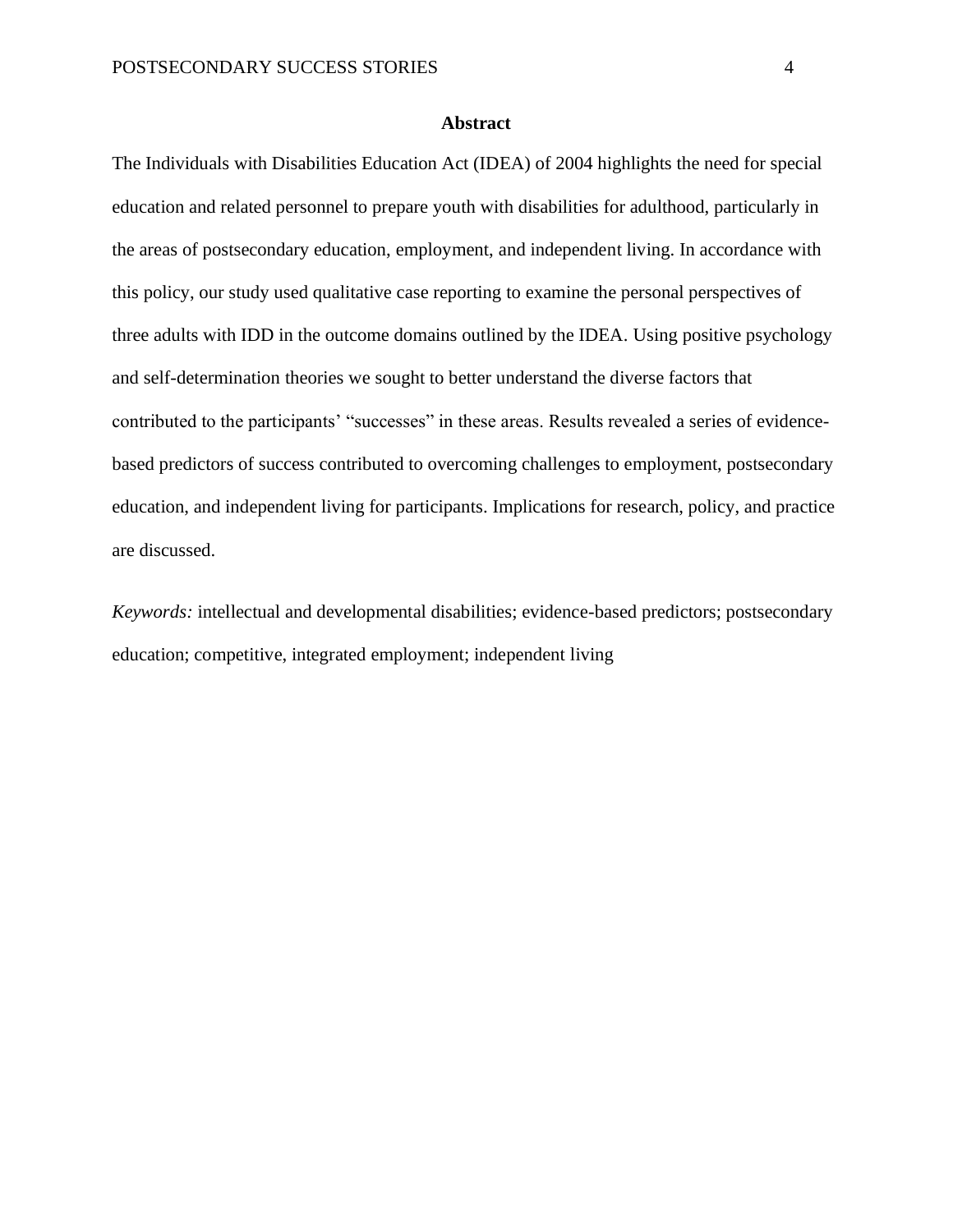## Abstract

The Individuals with Disabilities Education Act (IDEA) of 2004 highlights the need for special education and related personnel to prepare youth with disabilities for adulthood, particularly in the areas of postsecondary education, employment, and independent living. In accordance with this policy, our study used qualitative case reporting to examine the personal perspectives of three adults with IDD in the outcome domains outlined by the IDEA. Using positive psychology and self-determination theories we sought to better understand the diverse factors that contributed to the participants' "successes" in these areas. Results revealed a series of evidence-based predictors of success contributed to overcoming challenges to employment, postsecondary education, and independent living for participants. Implications for research, policy, and practice are discussed.

*Keywords:* intellectual and developmental disabilities; evidence-based predictors; postsecondary education; competitive, integrated employment; independent living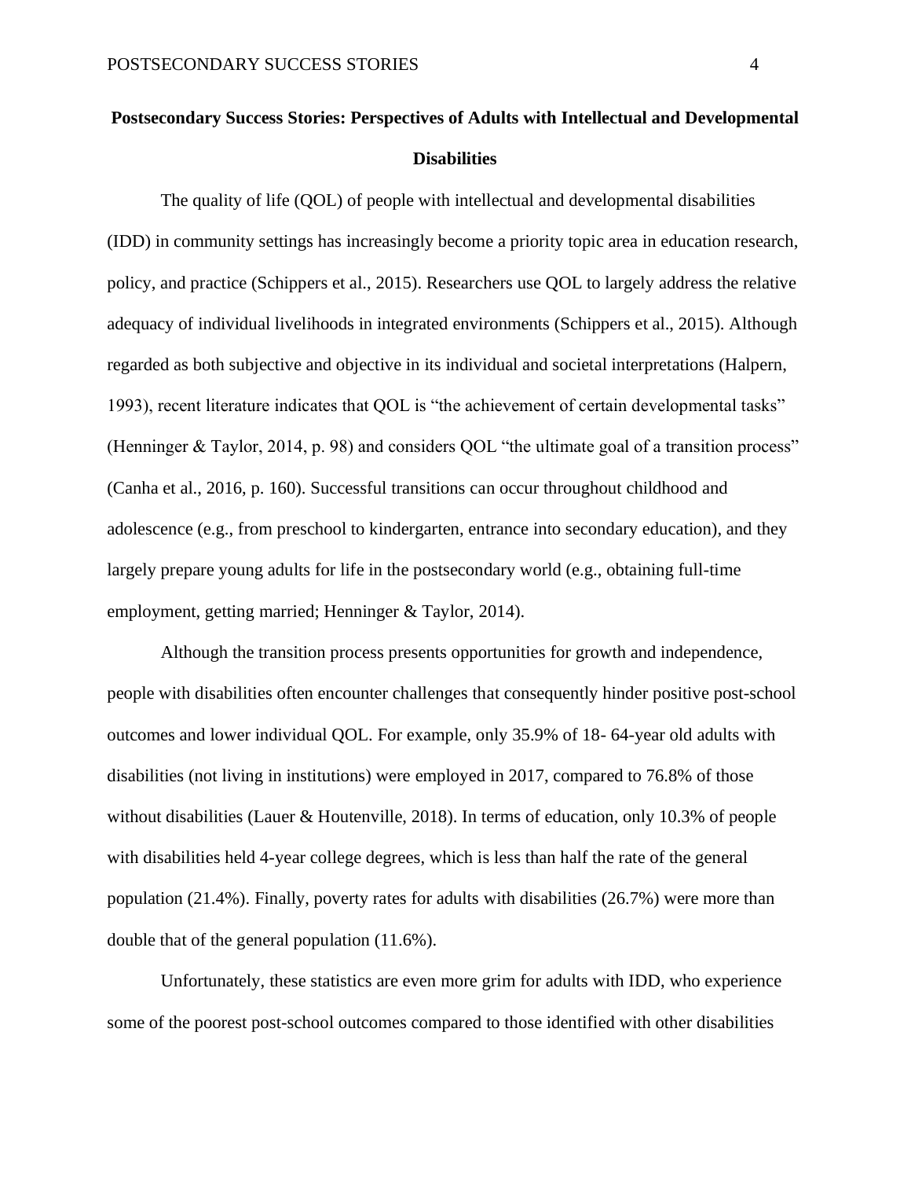# Postsecondary Success Stories: Perspectives of Adults with Intellectual and Developmental Disabilities

The quality of life (QOL) of people with intellectual and developmental disabilities (IDD) in community settings has increasingly become a priority topic area in education research, policy, and practice (Schippers et al., 2015). Researchers use QOL to largely address the relative adequacy of individual livelihoods in integrated environments (Schippers et al., 2015). Although regarded as both subjective and objective in its individual and societal interpretations (Halpern, 1993), recent literature indicates that QOL is "the achievement of certain developmental tasks" (Henninger & Taylor, 2014, p. 98) and considers QOL "the ultimate goal of a transition process" (Canha et al., 2016, p. 160). Successful transitions can occur throughout childhood and adolescence (e.g., from preschool to kindergarten, entrance into secondary education), and they largely prepare young adults for life in the postsecondary world (e.g., obtaining full-time employment, getting married; Henninger & Taylor, 2014).

Although the transition process presents opportunities for growth and independence, people with disabilities often encounter challenges that consequently hinder positive post-school outcomes and lower individual QOL. For example, only 35.9% of 18- 64-year old adults with disabilities (not living in institutions) were employed in 2017, compared to 76.8% of those without disabilities (Lauer & Houtenville, 2018). In terms of education, only 10.3% of people with disabilities held 4-year college degrees, which is less than half the rate of the general population (21.4%). Finally, poverty rates for adults with disabilities (26.7%) were more than double that of the general population (11.6%).

Unfortunately, these statistics are even more grim for adults with IDD, who experience some of the poorest post-school outcomes compared to those identified with other disabilities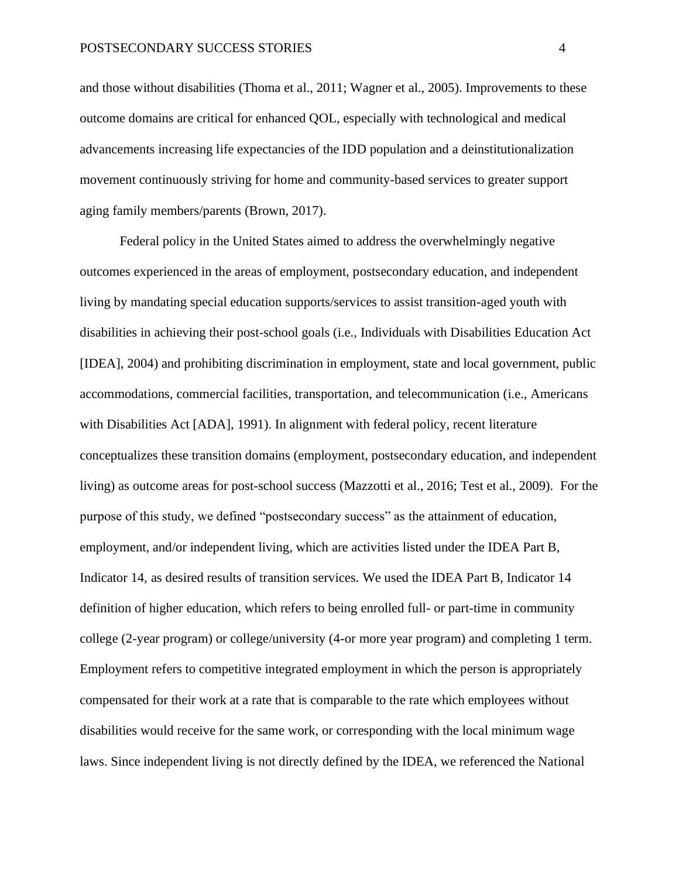and those without disabilities (Thoma et al., 2011; Wagner et al., 2005). Improvements to these outcome domains are critical for enhanced QOL, especially with technological and medical advancements increasing life expectancies of the IDD population and a deinstitutionalization movement continuously striving for home and community-based services to greater support aging family members/parents (Brown, 2017).

Federal policy in the United States aimed to address the overwhelmingly negative outcomes experienced in the areas of employment, postsecondary education, and independent living by mandating special education supports/services to assist transition-aged youth with disabilities in achieving their post-school goals (i.e., Individuals with Disabilities Education Act [IDEA], 2004) and prohibiting discrimination in employment, state and local government, public accommodations, commercial facilities, transportation, and telecommunication (i.e., Americans with Disabilities Act [ADA], 1991). In alignment with federal policy, recent literature conceptualizes these transition domains (employment, postsecondary education, and independent living) as outcome areas for post-school success (Mazzotti et al., 2016; Test et al., 2009). For the purpose of this study, we defined "postsecondary success" as the attainment of education, employment, and/or independent living, which are activities listed under the IDEA Part B, Indicator 14, as desired results of transition services. We used the IDEA Part B, Indicator 14 definition of higher education, which refers to being enrolled full- or part-time in community college (2-year program) or college/university (4-or more year program) and completing 1 term. Employment refers to competitive integrated employment in which the person is appropriately compensated for their work at a rate that is comparable to the rate which employees without disabilities would receive for the same work, or corresponding with the local minimum wage laws. Since independent living is not directly defined by the IDEA, we referenced the National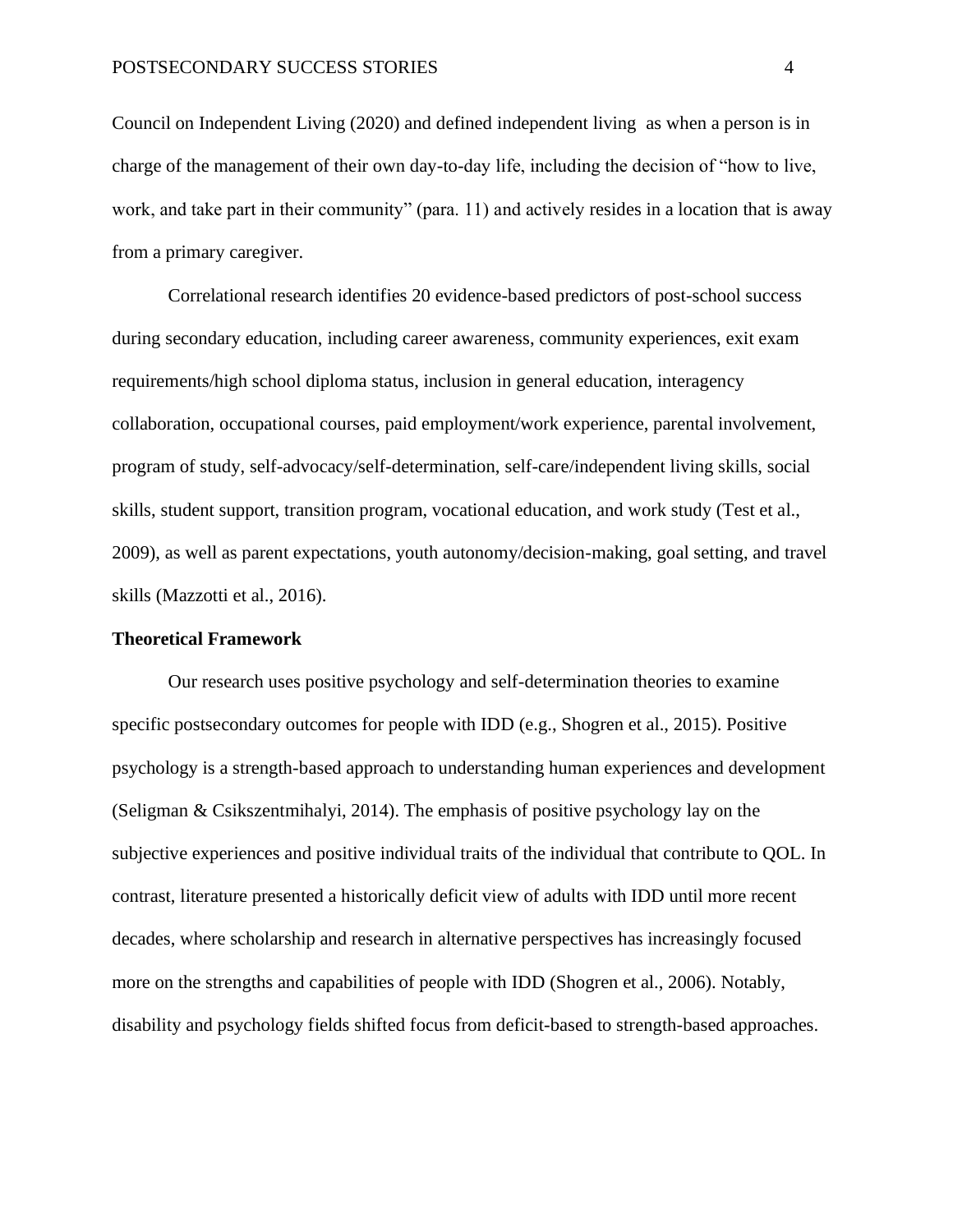Council on Independent Living (2020) and defined independent living as when a person is in charge of the management of their own day-to-day life, including the decision of "how to live, work, and take part in their community" (para. 11) and actively resides in a location that is away from a primary caregiver.

Correlational research identifies 20 evidence-based predictors of post-school success during secondary education, including career awareness, community experiences, exit exam requirements/high school diploma status, inclusion in general education, interagency collaboration, occupational courses, paid employment/work experience, parental involvement, program of study, self-advocacy/self-determination, self-care/independent living skills, social skills, student support, transition program, vocational education, and work study (Test et al., 2009), as well as parent expectations, youth autonomy/decision-making, goal setting, and travel skills (Mazzotti et al., 2016).

## Theoretical Framework

Our research uses positive psychology and self-determination theories to examine specific postsecondary outcomes for people with IDD (e.g., Shogren et al., 2015). Positive psychology is a strength-based approach to understanding human experiences and development (Seligman & Csikszentmihalyi, 2014). The emphasis of positive psychology lay on the subjective experiences and positive individual traits of the individual that contribute to QOL. In contrast, literature presented a historically deficit view of adults with IDD until more recent decades, where scholarship and research in alternative perspectives has increasingly focused more on the strengths and capabilities of people with IDD (Shogren et al., 2006). Notably, disability and psychology fields shifted focus from deficit-based to strength-based approaches.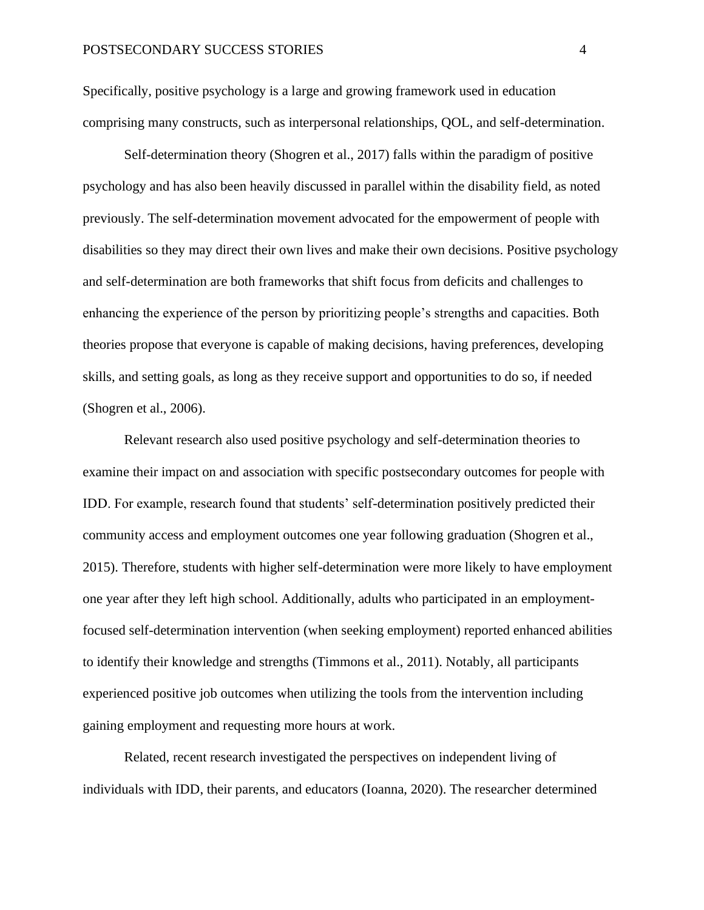Specifically, positive psychology is a large and growing framework used in education comprising many constructs, such as interpersonal relationships, QOL, and self-determination.

Self-determination theory (Shogren et al., 2017) falls within the paradigm of positive psychology and has also been heavily discussed in parallel within the disability field, as noted previously. The self-determination movement advocated for the empowerment of people with disabilities so they may direct their own lives and make their own decisions. Positive psychology and self-determination are both frameworks that shift focus from deficits and challenges to enhancing the experience of the person by prioritizing people's strengths and capacities. Both theories propose that everyone is capable of making decisions, having preferences, developing skills, and setting goals, as long as they receive support and opportunities to do so, if needed (Shogren et al., 2006).

Relevant research also used positive psychology and self-determination theories to examine their impact on and association with specific postsecondary outcomes for people with IDD. For example, research found that students' self-determination positively predicted their community access and employment outcomes one year following graduation (Shogren et al., 2015). Therefore, students with higher self-determination were more likely to have employment one year after they left high school. Additionally, adults who participated in an employment-focused self-determination intervention (when seeking employment) reported enhanced abilities to identify their knowledge and strengths (Timmons et al., 2011). Notably, all participants experienced positive job outcomes when utilizing the tools from the intervention including gaining employment and requesting more hours at work.

Related, recent research investigated the perspectives on independent living of individuals with IDD, their parents, and educators (Ioanna, 2020). The researcher determined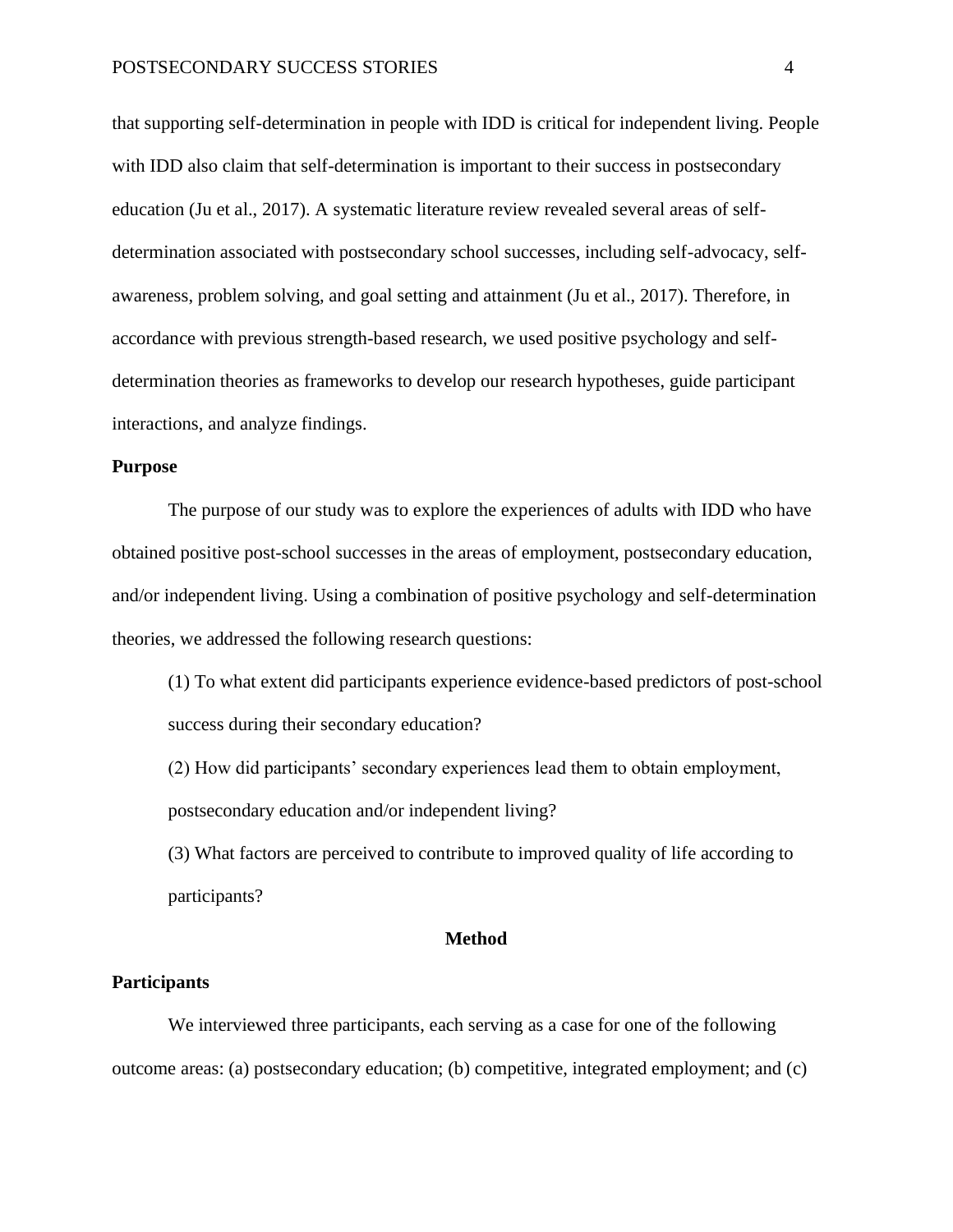that supporting self-determination in people with IDD is critical for independent living. People with IDD also claim that self-determination is important to their success in postsecondary education (Ju et al., 2017). A systematic literature review revealed several areas of self-determination associated with postsecondary school successes, including self-advocacy, self-awareness, problem solving, and goal setting and attainment (Ju et al., 2017). Therefore, in accordance with previous strength-based research, we used positive psychology and self-determination theories as frameworks to develop our research hypotheses, guide participant interactions, and analyze findings.

## Purpose

The purpose of our study was to explore the experiences of adults with IDD who have obtained positive post-school successes in the areas of employment, postsecondary education, and/or independent living. Using a combination of positive psychology and self-determination theories, we addressed the following research questions:

(1) To what extent did participants experience evidence-based predictors of post-school success during their secondary education?

(2) How did participants' secondary experiences lead them to obtain employment, postsecondary education and/or independent living?

(3) What factors are perceived to contribute to improved quality of life according to participants?

# Method

## Participants

We interviewed three participants, each serving as a case for one of the following outcome areas: (a) postsecondary education; (b) competitive, integrated employment; and (c)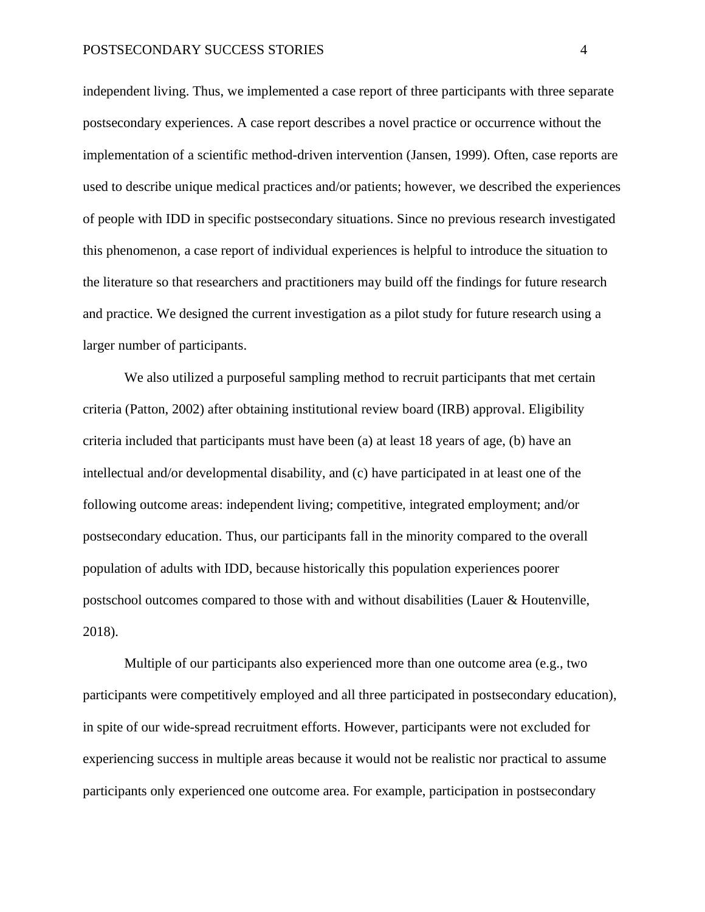independent living. Thus, we implemented a case report of three participants with three separate postsecondary experiences. A case report describes a novel practice or occurrence without the implementation of a scientific method-driven intervention (Jansen, 1999). Often, case reports are used to describe unique medical practices and/or patients; however, we described the experiences of people with IDD in specific postsecondary situations. Since no previous research investigated this phenomenon, a case report of individual experiences is helpful to introduce the situation to the literature so that researchers and practitioners may build off the findings for future research and practice. We designed the current investigation as a pilot study for future research using a larger number of participants.

We also utilized a purposeful sampling method to recruit participants that met certain criteria (Patton, 2002) after obtaining institutional review board (IRB) approval. Eligibility criteria included that participants must have been (a) at least 18 years of age, (b) have an intellectual and/or developmental disability, and (c) have participated in at least one of the following outcome areas: independent living; competitive, integrated employment; and/or postsecondary education. Thus, our participants fall in the minority compared to the overall population of adults with IDD, because historically this population experiences poorer postschool outcomes compared to those with and without disabilities (Lauer & Houtenville, 2018).

Multiple of our participants also experienced more than one outcome area (e.g., two participants were competitively employed and all three participated in postsecondary education), in spite of our wide-spread recruitment efforts. However, participants were not excluded for experiencing success in multiple areas because it would not be realistic nor practical to assume participants only experienced one outcome area. For example, participation in postsecondary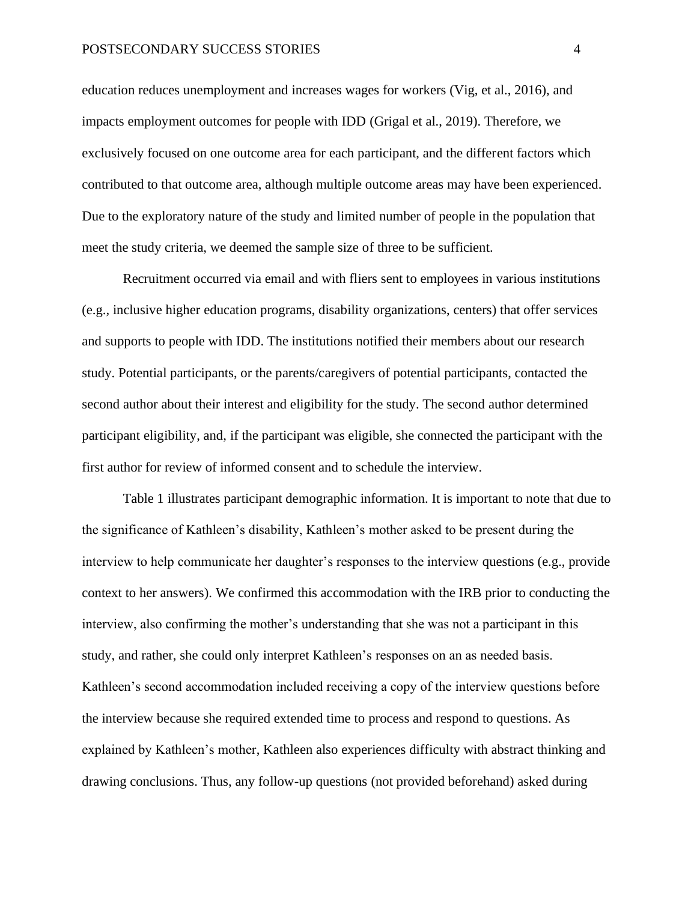education reduces unemployment and increases wages for workers (Vig, et al., 2016), and impacts employment outcomes for people with IDD (Grigal et al., 2019). Therefore, we exclusively focused on one outcome area for each participant, and the different factors which contributed to that outcome area, although multiple outcome areas may have been experienced. Due to the exploratory nature of the study and limited number of people in the population that meet the study criteria, we deemed the sample size of three to be sufficient.

Recruitment occurred via email and with fliers sent to employees in various institutions (e.g., inclusive higher education programs, disability organizations, centers) that offer services and supports to people with IDD. The institutions notified their members about our research study. Potential participants, or the parents/caregivers of potential participants, contacted the second author about their interest and eligibility for the study. The second author determined participant eligibility, and, if the participant was eligible, she connected the participant with the first author for review of informed consent and to schedule the interview.

Table 1 illustrates participant demographic information. It is important to note that due to the significance of Kathleen's disability, Kathleen's mother asked to be present during the interview to help communicate her daughter's responses to the interview questions (e.g., provide context to her answers). We confirmed this accommodation with the IRB prior to conducting the interview, also confirming the mother's understanding that she was not a participant in this study, and rather, she could only interpret Kathleen's responses on an as needed basis. Kathleen's second accommodation included receiving a copy of the interview questions before the interview because she required extended time to process and respond to questions. As explained by Kathleen's mother, Kathleen also experiences difficulty with abstract thinking and drawing conclusions. Thus, any follow-up questions (not provided beforehand) asked during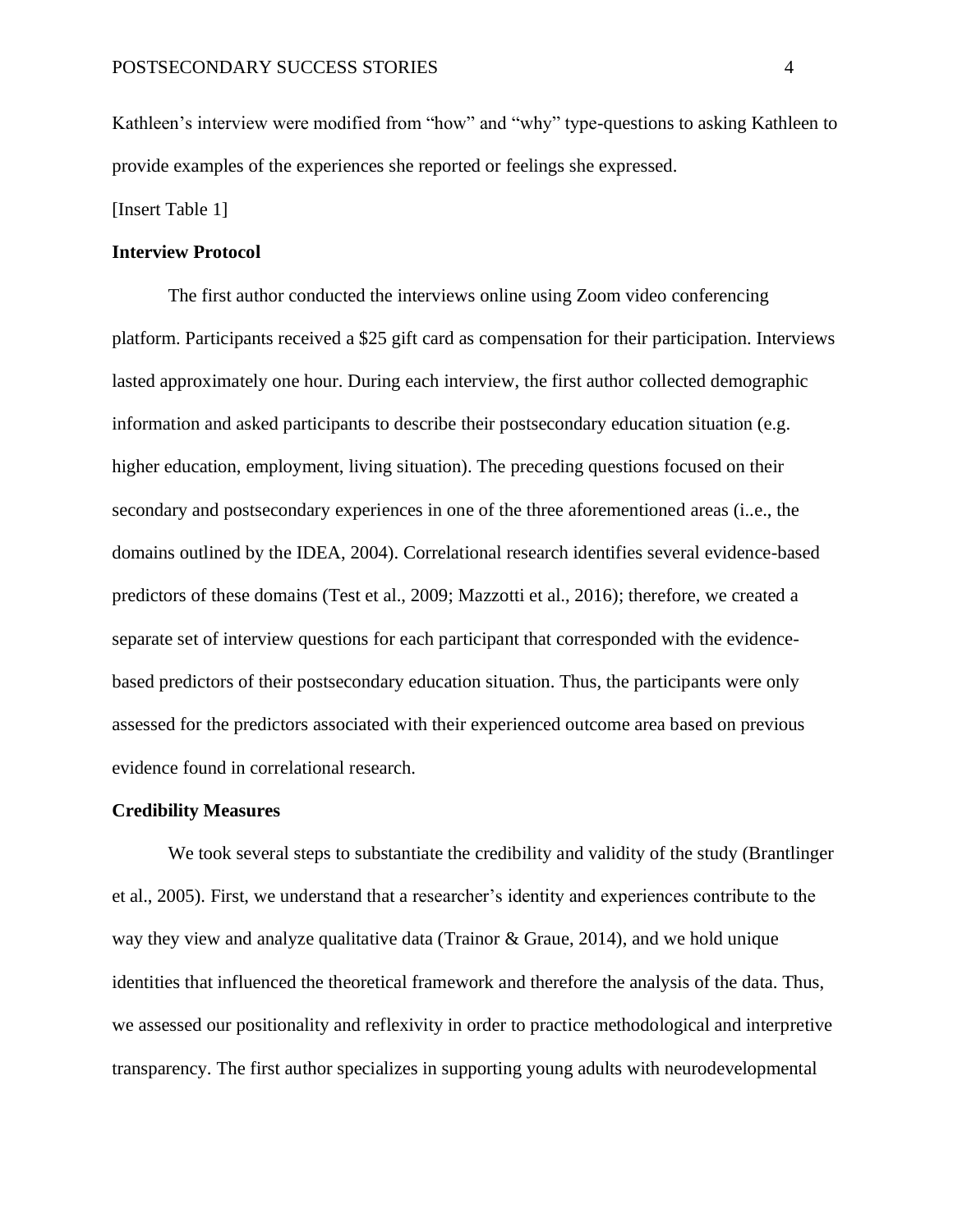Kathleen's interview were modified from "how" and "why" type-questions to asking Kathleen to provide examples of the experiences she reported or feelings she expressed.

[Insert Table 1]

**Interview Protocol**

The first author conducted the interviews online using Zoom video conferencing platform. Participants received a $25 gift card as compensation for their participation. Interviews lasted approximately one hour. During each interview, the first author collected demographic information and asked participants to describe their postsecondary education situation (e.g. higher education, employment, living situation). The preceding questions focused on their secondary and postsecondary experiences in one of the three aforementioned areas (i..e., the domains outlined by the IDEA, 2004). Correlational research identifies several evidence-based predictors of these domains (Test et al., 2009; Mazzotti et al., 2016); therefore, we created a separate set of interview questions for each participant that corresponded with the evidence-based predictors of their postsecondary education situation. Thus, the participants were only assessed for the predictors associated with their experienced outcome area based on previous evidence found in correlational research.

**Credibility Measures**

We took several steps to substantiate the credibility and validity of the study (Brantlinger et al., 2005). First, we understand that a researcher's identity and experiences contribute to the way they view and analyze qualitative data (Trainor & Graue, 2014), and we hold unique identities that influenced the theoretical framework and therefore the analysis of the data. Thus, we assessed our positionality and reflexivity in order to practice methodological and interpretive transparency. The first author specializes in supporting young adults with neurodevelopmental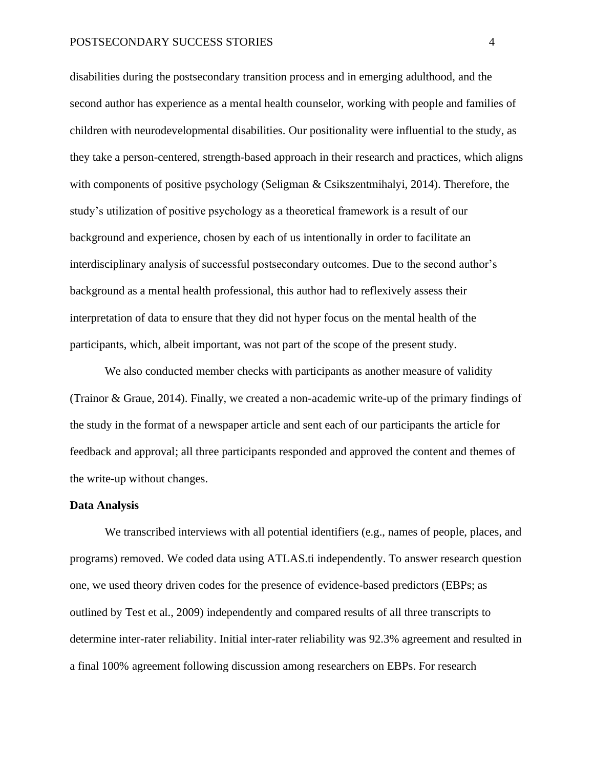disabilities during the postsecondary transition process and in emerging adulthood, and the second author has experience as a mental health counselor, working with people and families of children with neurodevelopmental disabilities. Our positionality were influential to the study, as they take a person-centered, strength-based approach in their research and practices, which aligns with components of positive psychology (Seligman & Csikszentmihalyi, 2014). Therefore, the study's utilization of positive psychology as a theoretical framework is a result of our background and experience, chosen by each of us intentionally in order to facilitate an interdisciplinary analysis of successful postsecondary outcomes. Due to the second author's background as a mental health professional, this author had to reflexively assess their interpretation of data to ensure that they did not hyper focus on the mental health of the participants, which, albeit important, was not part of the scope of the present study.

We also conducted member checks with participants as another measure of validity (Trainor & Graue, 2014). Finally, we created a non-academic write-up of the primary findings of the study in the format of a newspaper article and sent each of our participants the article for feedback and approval; all three participants responded and approved the content and themes of the write-up without changes.

**Data Analysis**

We transcribed interviews with all potential identifiers (e.g., names of people, places, and programs) removed. We coded data using ATLAS.ti independently. To answer research question one, we used theory driven codes for the presence of evidence-based predictors (EBPs; as outlined by Test et al., 2009) independently and compared results of all three transcripts to determine inter-rater reliability. Initial inter-rater reliability was 92.3% agreement and resulted in a final 100% agreement following discussion among researchers on EBPs. For research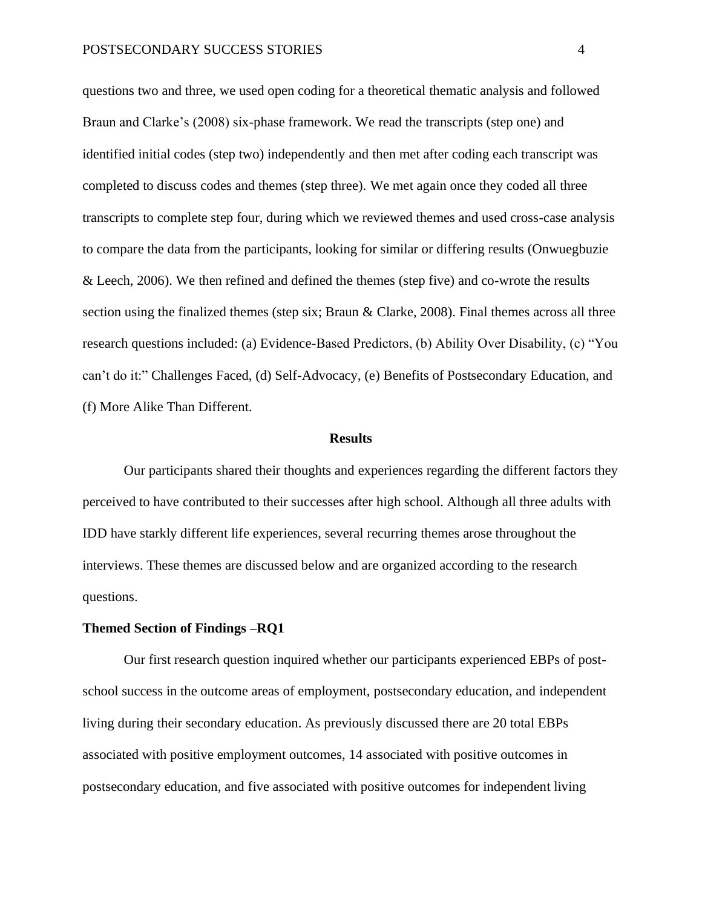questions two and three, we used open coding for a theoretical thematic analysis and followed Braun and Clarke's (2008) six-phase framework. We read the transcripts (step one) and identified initial codes (step two) independently and then met after coding each transcript was completed to discuss codes and themes (step three). We met again once they coded all three transcripts to complete step four, during which we reviewed themes and used cross-case analysis to compare the data from the participants, looking for similar or differing results (Onwuegbuzie & Leech, 2006). We then refined and defined the themes (step five) and co-wrote the results section using the finalized themes (step six; Braun & Clarke, 2008). Final themes across all three research questions included: (a) Evidence-Based Predictors, (b) Ability Over Disability, (c) "You can't do it:" Challenges Faced, (d) Self-Advocacy, (e) Benefits of Postsecondary Education, and (f) More Alike Than Different.

## Results

Our participants shared their thoughts and experiences regarding the different factors they perceived to have contributed to their successes after high school. Although all three adults with IDD have starkly different life experiences, several recurring themes arose throughout the interviews. These themes are discussed below and are organized according to the research questions.

### Themed Section of Findings –RQ1

Our first research question inquired whether our participants experienced EBPs of post-school success in the outcome areas of employment, postsecondary education, and independent living during their secondary education. As previously discussed there are 20 total EBPs associated with positive employment outcomes, 14 associated with positive outcomes in postsecondary education, and five associated with positive outcomes for independent living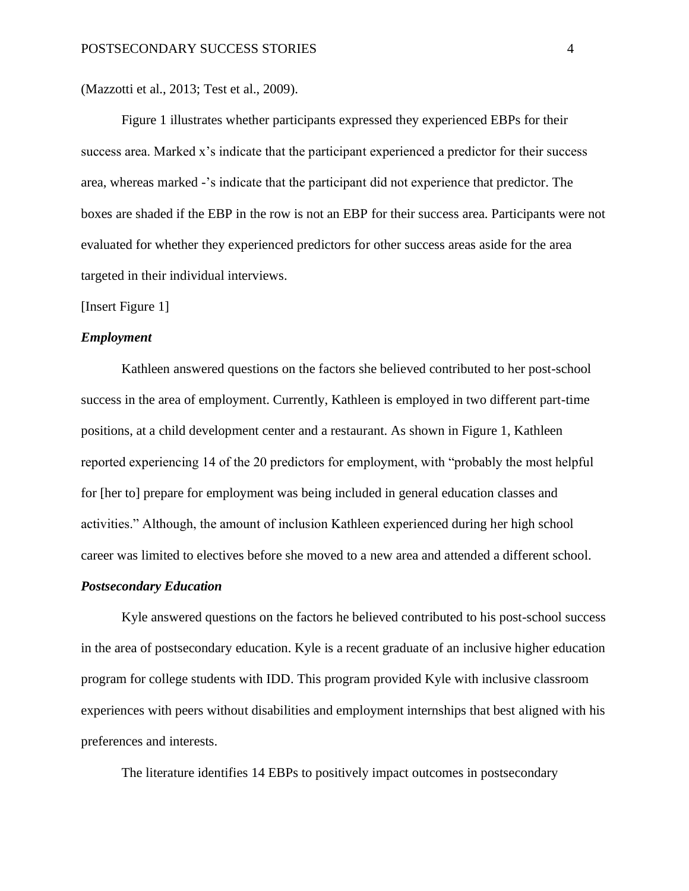(Mazzotti et al., 2013; Test et al., 2009).

Figure 1 illustrates whether participants expressed they experienced EBPs for their success area. Marked x's indicate that the participant experienced a predictor for their success area, whereas marked -'s indicate that the participant did not experience that predictor. The boxes are shaded if the EBP in the row is not an EBP for their success area. Participants were not evaluated for whether they experienced predictors for other success areas aside for the area targeted in their individual interviews.

[Insert Figure 1]

### *Employment*

Kathleen answered questions on the factors she believed contributed to her post-school success in the area of employment. Currently, Kathleen is employed in two different part-time positions, at a child development center and a restaurant. As shown in Figure 1, Kathleen reported experiencing 14 of the 20 predictors for employment, with "probably the most helpful for [her to] prepare for employment was being included in general education classes and activities." Although, the amount of inclusion Kathleen experienced during her high school career was limited to electives before she moved to a new area and attended a different school.

### *Postsecondary Education*

Kyle answered questions on the factors he believed contributed to his post-school success in the area of postsecondary education. Kyle is a recent graduate of an inclusive higher education program for college students with IDD. This program provided Kyle with inclusive classroom experiences with peers without disabilities and employment internships that best aligned with his preferences and interests.

The literature identifies 14 EBPs to positively impact outcomes in postsecondary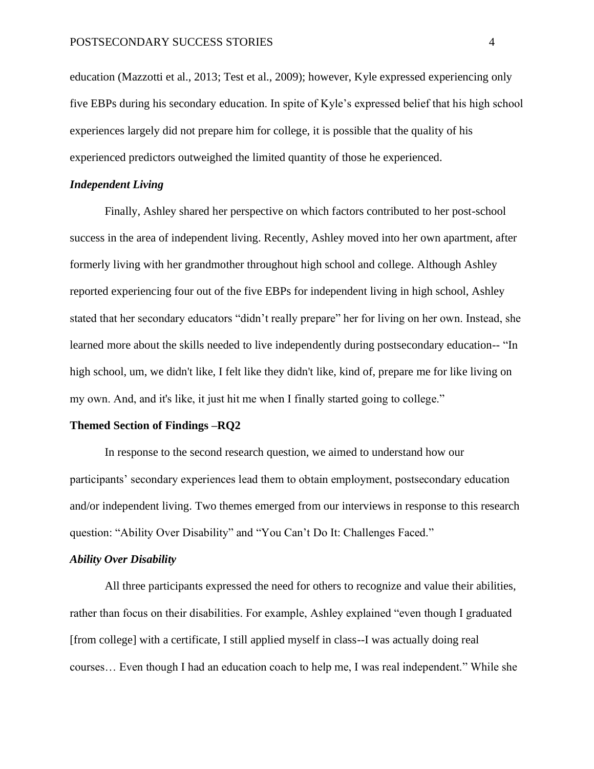education (Mazzotti et al., 2013; Test et al., 2009); however, Kyle expressed experiencing only five EBPs during his secondary education. In spite of Kyle's expressed belief that his high school experiences largely did not prepare him for college, it is possible that the quality of his experienced predictors outweighed the limited quantity of those he experienced.

### *Independent Living*

Finally, Ashley shared her perspective on which factors contributed to her post-school success in the area of independent living. Recently, Ashley moved into her own apartment, after formerly living with her grandmother throughout high school and college. Although Ashley reported experiencing four out of the five EBPs for independent living in high school, Ashley stated that her secondary educators "didn't really prepare" her for living on her own. Instead, she learned more about the skills needed to live independently during postsecondary education-- "In high school, um, we didn't like, I felt like they didn't like, kind of, prepare me for like living on my own. And, and it's like, it just hit me when I finally started going to college."

## **Themed Section of Findings –RQ2**

In response to the second research question, we aimed to understand how our participants' secondary experiences lead them to obtain employment, postsecondary education and/or independent living. Two themes emerged from our interviews in response to this research question: "Ability Over Disability" and "You Can't Do It: Challenges Faced."

### *Ability Over Disability*

All three participants expressed the need for others to recognize and value their abilities, rather than focus on their disabilities. For example, Ashley explained "even though I graduated [from college] with a certificate, I still applied myself in class--I was actually doing real courses… Even though I had an education coach to help me, I was real independent." While she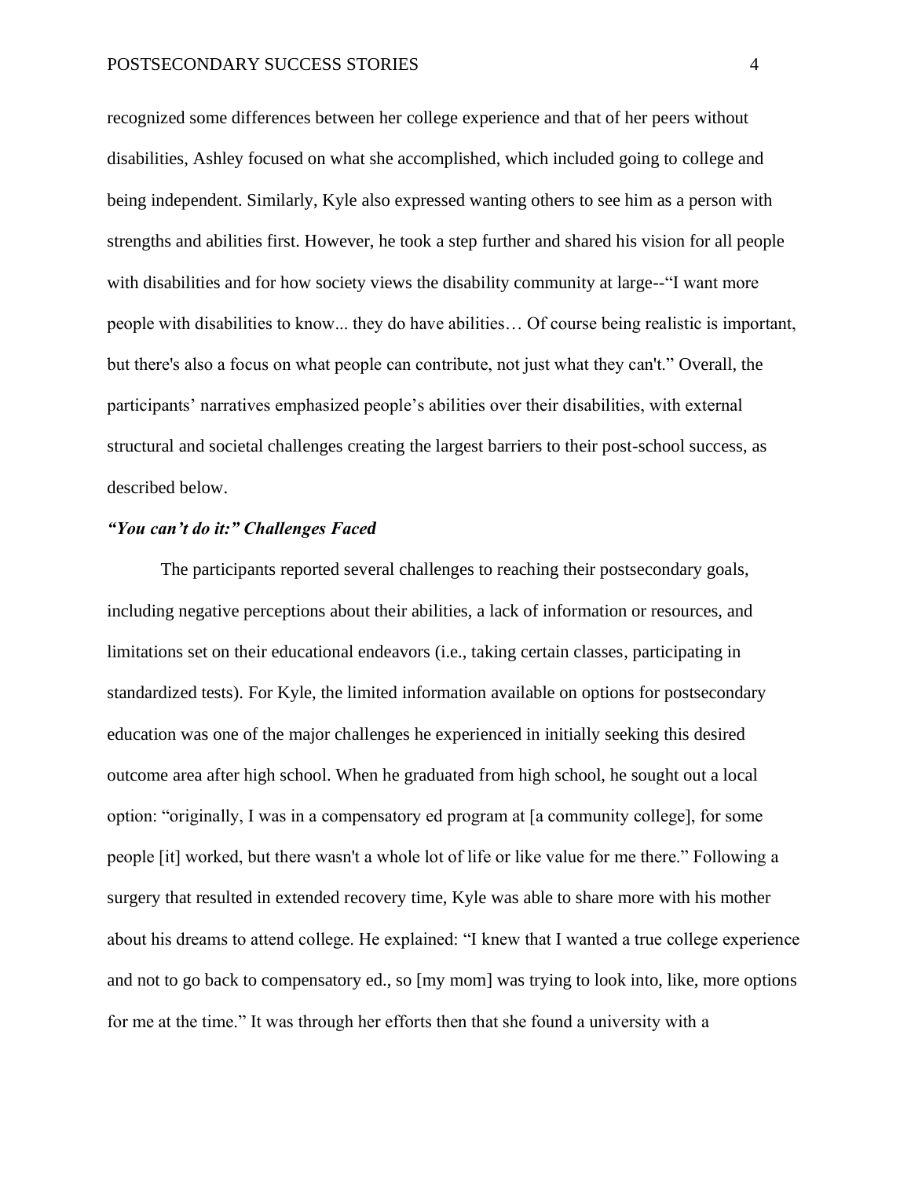recognized some differences between her college experience and that of her peers without disabilities, Ashley focused on what she accomplished, which included going to college and being independent. Similarly, Kyle also expressed wanting others to see him as a person with strengths and abilities first. However, he took a step further and shared his vision for all people with disabilities and for how society views the disability community at large--"I want more people with disabilities to know... they do have abilities… Of course being realistic is important, but there's also a focus on what people can contribute, not just what they can't." Overall, the participants' narratives emphasized people's abilities over their disabilities, with external structural and societal challenges creating the largest barriers to their post-school success, as described below.

### ***"You can't do it:" Challenges Faced***

The participants reported several challenges to reaching their postsecondary goals, including negative perceptions about their abilities, a lack of information or resources, and limitations set on their educational endeavors (i.e., taking certain classes, participating in standardized tests). For Kyle, the limited information available on options for postsecondary education was one of the major challenges he experienced in initially seeking this desired outcome area after high school. When he graduated from high school, he sought out a local option: "originally, I was in a compensatory ed program at [a community college], for some people [it] worked, but there wasn't a whole lot of life or like value for me there." Following a surgery that resulted in extended recovery time, Kyle was able to share more with his mother about his dreams to attend college. He explained: "I knew that I wanted a true college experience and not to go back to compensatory ed., so [my mom] was trying to look into, like, more options for me at the time." It was through her efforts then that she found a university with a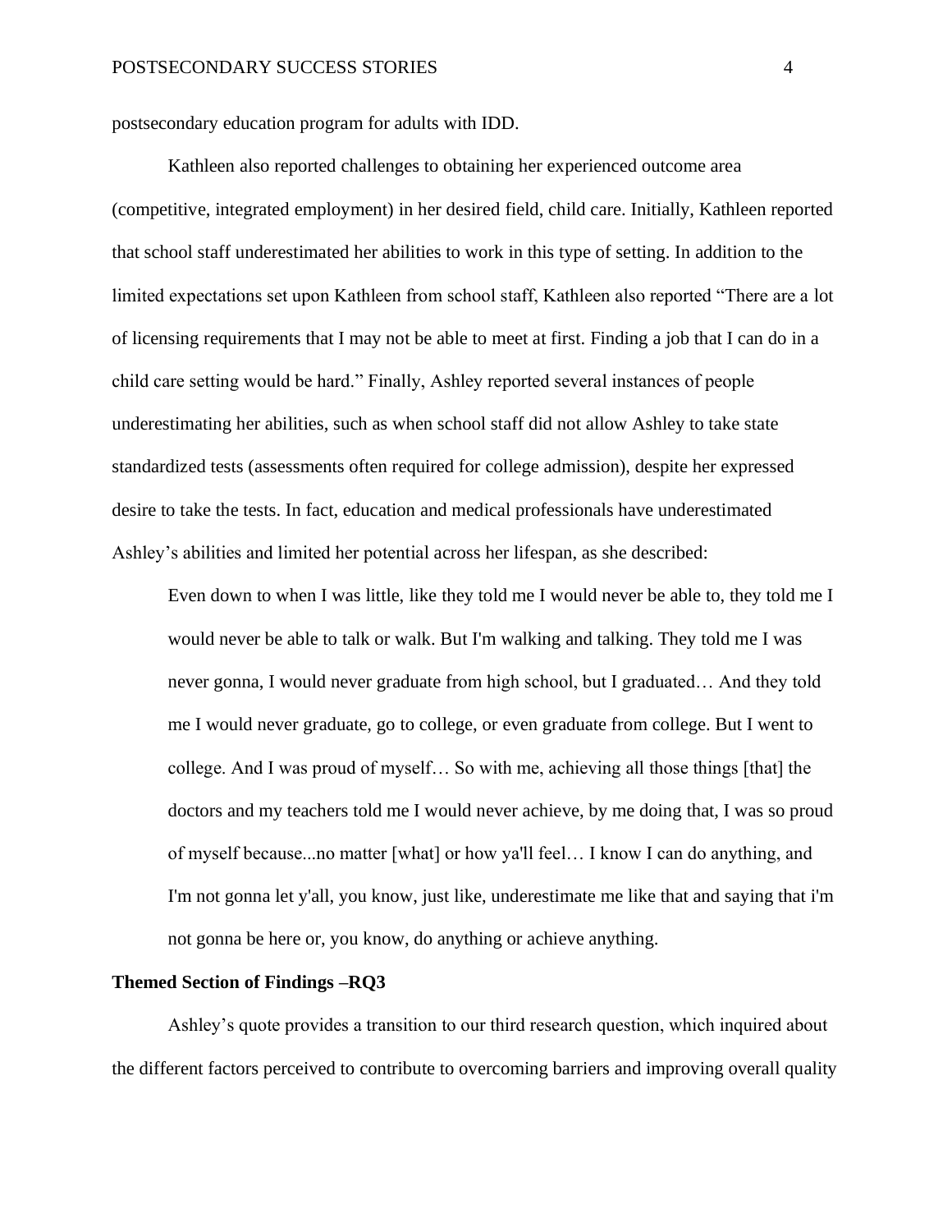postsecondary education program for adults with IDD.

Kathleen also reported challenges to obtaining her experienced outcome area (competitive, integrated employment) in her desired field, child care. Initially, Kathleen reported that school staff underestimated her abilities to work in this type of setting. In addition to the limited expectations set upon Kathleen from school staff, Kathleen also reported "There are a lot of licensing requirements that I may not be able to meet at first. Finding a job that I can do in a child care setting would be hard." Finally, Ashley reported several instances of people underestimating her abilities, such as when school staff did not allow Ashley to take state standardized tests (assessments often required for college admission), despite her expressed desire to take the tests. In fact, education and medical professionals have underestimated Ashley's abilities and limited her potential across her lifespan, as she described:

> Even down to when I was little, like they told me I would never be able to, they told me I would never be able to talk or walk. But I'm walking and talking. They told me I was never gonna, I would never graduate from high school, but I graduated… And they told me I would never graduate, go to college, or even graduate from college. But I went to college. And I was proud of myself… So with me, achieving all those things [that] the doctors and my teachers told me I would never achieve, by me doing that, I was so proud of myself because...no matter [what] or how ya'll feel… I know I can do anything, and I'm not gonna let y'all, you know, just like, underestimate me like that and saying that i'm not gonna be here or, you know, do anything or achieve anything.

**Themed Section of Findings –RQ3**

Ashley's quote provides a transition to our third research question, which inquired about the different factors perceived to contribute to overcoming barriers and improving overall quality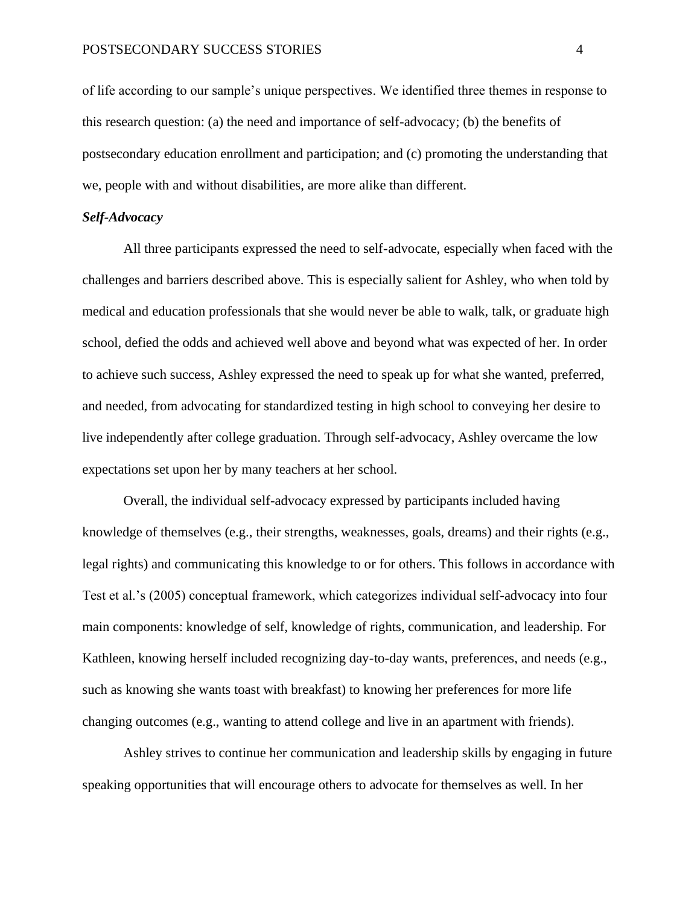of life according to our sample's unique perspectives. We identified three themes in response to this research question: (a) the need and importance of self-advocacy; (b) the benefits of postsecondary education enrollment and participation; and (c) promoting the understanding that we, people with and without disabilities, are more alike than different.

### *Self-Advocacy*

All three participants expressed the need to self-advocate, especially when faced with the challenges and barriers described above. This is especially salient for Ashley, who when told by medical and education professionals that she would never be able to walk, talk, or graduate high school, defied the odds and achieved well above and beyond what was expected of her. In order to achieve such success, Ashley expressed the need to speak up for what she wanted, preferred, and needed, from advocating for standardized testing in high school to conveying her desire to live independently after college graduation. Through self-advocacy, Ashley overcame the low expectations set upon her by many teachers at her school.

Overall, the individual self-advocacy expressed by participants included having knowledge of themselves (e.g., their strengths, weaknesses, goals, dreams) and their rights (e.g., legal rights) and communicating this knowledge to or for others. This follows in accordance with Test et al.'s (2005) conceptual framework, which categorizes individual self-advocacy into four main components: knowledge of self, knowledge of rights, communication, and leadership. For Kathleen, knowing herself included recognizing day-to-day wants, preferences, and needs (e.g., such as knowing she wants toast with breakfast) to knowing her preferences for more life changing outcomes (e.g., wanting to attend college and live in an apartment with friends).

Ashley strives to continue her communication and leadership skills by engaging in future speaking opportunities that will encourage others to advocate for themselves as well. In her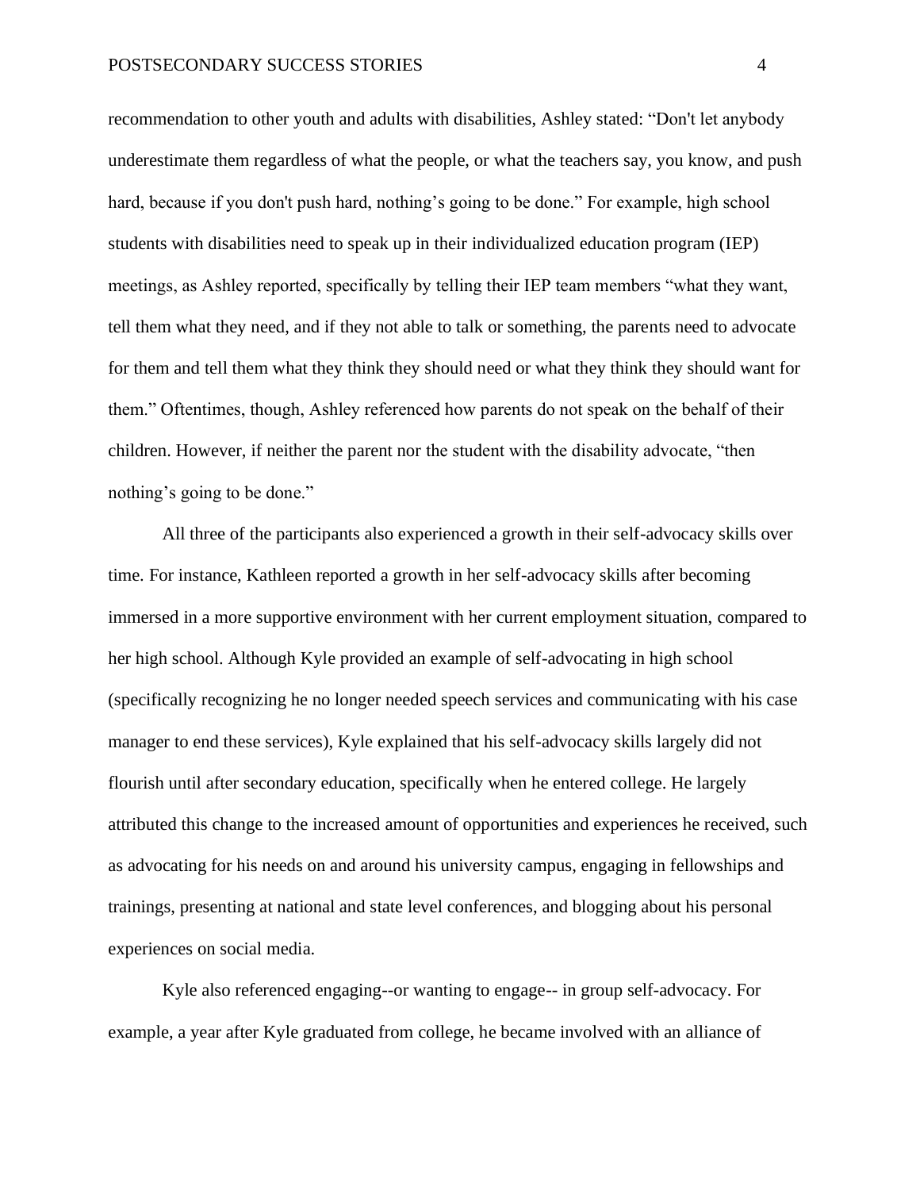recommendation to other youth and adults with disabilities, Ashley stated: “Don't let anybody underestimate them regardless of what the people, or what the teachers say, you know, and push hard, because if you don't push hard, nothing’s going to be done.” For example, high school students with disabilities need to speak up in their individualized education program (IEP) meetings, as Ashley reported, specifically by telling their IEP team members “what they want, tell them what they need, and if they not able to talk or something, the parents need to advocate for them and tell them what they think they should need or what they think they should want for them.” Oftentimes, though, Ashley referenced how parents do not speak on the behalf of their children. However, if neither the parent nor the student with the disability advocate, “then nothing’s going to be done.”

All three of the participants also experienced a growth in their self-advocacy skills over time. For instance, Kathleen reported a growth in her self-advocacy skills after becoming immersed in a more supportive environment with her current employment situation, compared to her high school. Although Kyle provided an example of self-advocating in high school (specifically recognizing he no longer needed speech services and communicating with his case manager to end these services), Kyle explained that his self-advocacy skills largely did not flourish until after secondary education, specifically when he entered college. He largely attributed this change to the increased amount of opportunities and experiences he received, such as advocating for his needs on and around his university campus, engaging in fellowships and trainings, presenting at national and state level conferences, and blogging about his personal experiences on social media.

Kyle also referenced engaging--or wanting to engage-- in group self-advocacy. For example, a year after Kyle graduated from college, he became involved with an alliance of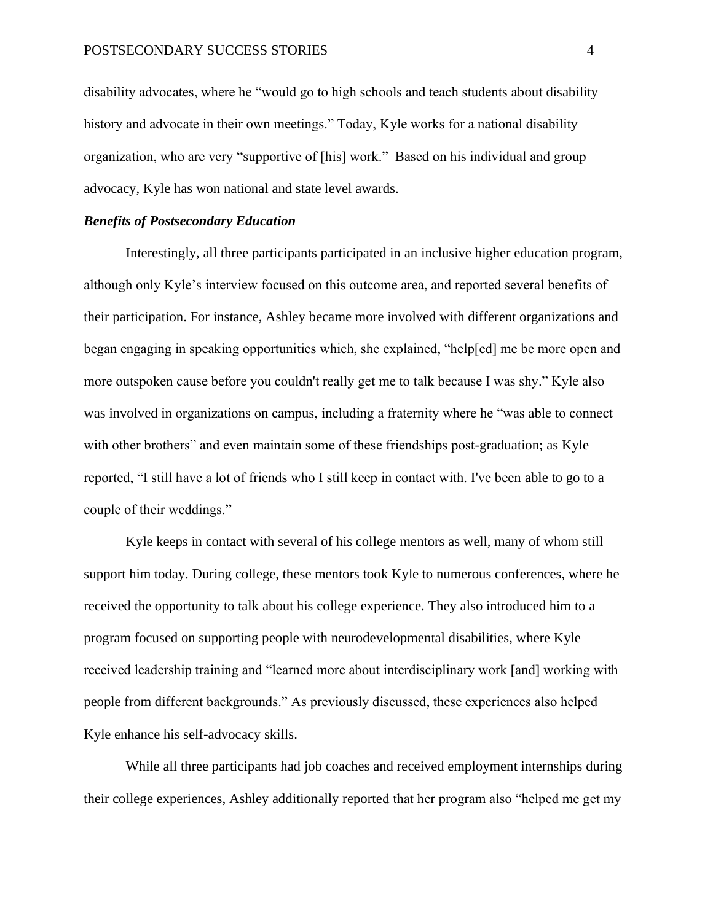disability advocates, where he "would go to high schools and teach students about disability history and advocate in their own meetings." Today, Kyle works for a national disability organization, who are very "supportive of [his] work." Based on his individual and group advocacy, Kyle has won national and state level awards.

### *Benefits of Postsecondary Education*

Interestingly, all three participants participated in an inclusive higher education program, although only Kyle's interview focused on this outcome area, and reported several benefits of their participation. For instance, Ashley became more involved with different organizations and began engaging in speaking opportunities which, she explained, "help[ed] me be more open and more outspoken cause before you couldn't really get me to talk because I was shy." Kyle also was involved in organizations on campus, including a fraternity where he "was able to connect with other brothers" and even maintain some of these friendships post-graduation; as Kyle reported, "I still have a lot of friends who I still keep in contact with. I've been able to go to a couple of their weddings."

Kyle keeps in contact with several of his college mentors as well, many of whom still support him today. During college, these mentors took Kyle to numerous conferences, where he received the opportunity to talk about his college experience. They also introduced him to a program focused on supporting people with neurodevelopmental disabilities, where Kyle received leadership training and "learned more about interdisciplinary work [and] working with people from different backgrounds." As previously discussed, these experiences also helped Kyle enhance his self-advocacy skills.

While all three participants had job coaches and received employment internships during their college experiences, Ashley additionally reported that her program also "helped me get my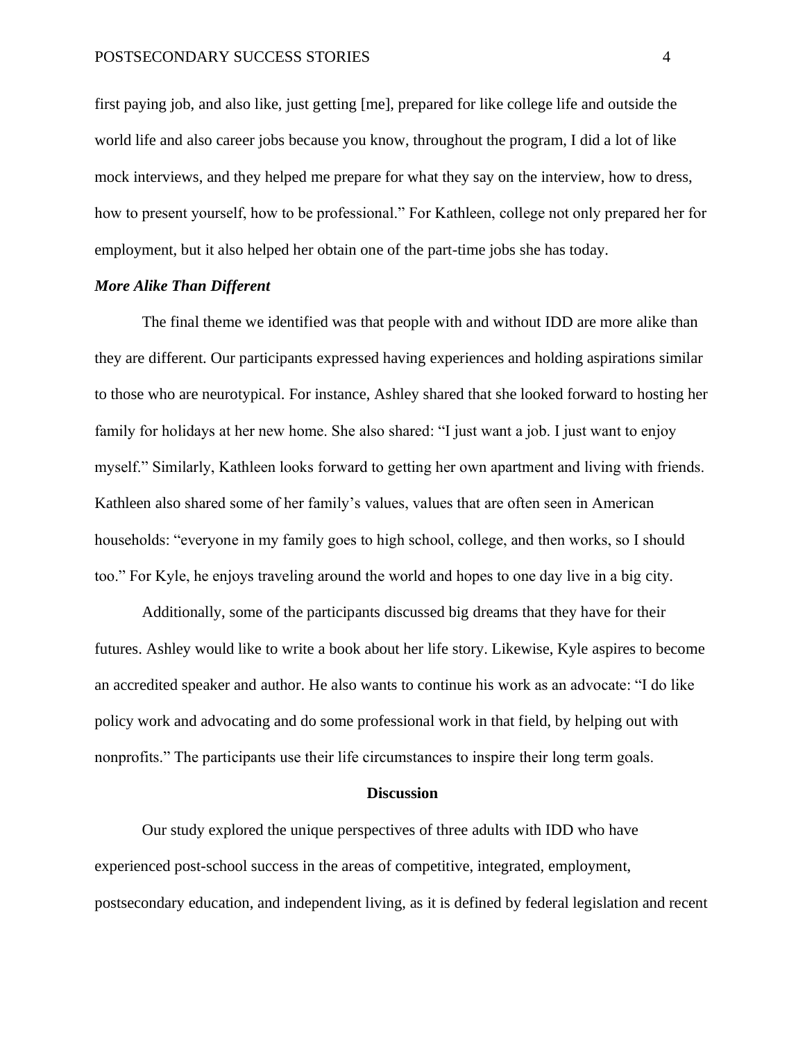first paying job, and also like, just getting [me], prepared for like college life and outside the world life and also career jobs because you know, throughout the program, I did a lot of like mock interviews, and they helped me prepare for what they say on the interview, how to dress, how to present yourself, how to be professional." For Kathleen, college not only prepared her for employment, but it also helped her obtain one of the part-time jobs she has today.

### *More Alike Than Different*

The final theme we identified was that people with and without IDD are more alike than they are different. Our participants expressed having experiences and holding aspirations similar to those who are neurotypical. For instance, Ashley shared that she looked forward to hosting her family for holidays at her new home. She also shared: "I just want a job. I just want to enjoy myself." Similarly, Kathleen looks forward to getting her own apartment and living with friends. Kathleen also shared some of her family's values, values that are often seen in American households: "everyone in my family goes to high school, college, and then works, so I should too." For Kyle, he enjoys traveling around the world and hopes to one day live in a big city.

Additionally, some of the participants discussed big dreams that they have for their futures. Ashley would like to write a book about her life story. Likewise, Kyle aspires to become an accredited speaker and author. He also wants to continue his work as an advocate: "I do like policy work and advocating and do some professional work in that field, by helping out with nonprofits." The participants use their life circumstances to inspire their long term goals.

## Discussion

Our study explored the unique perspectives of three adults with IDD who have experienced post-school success in the areas of competitive, integrated, employment, postsecondary education, and independent living, as it is defined by federal legislation and recent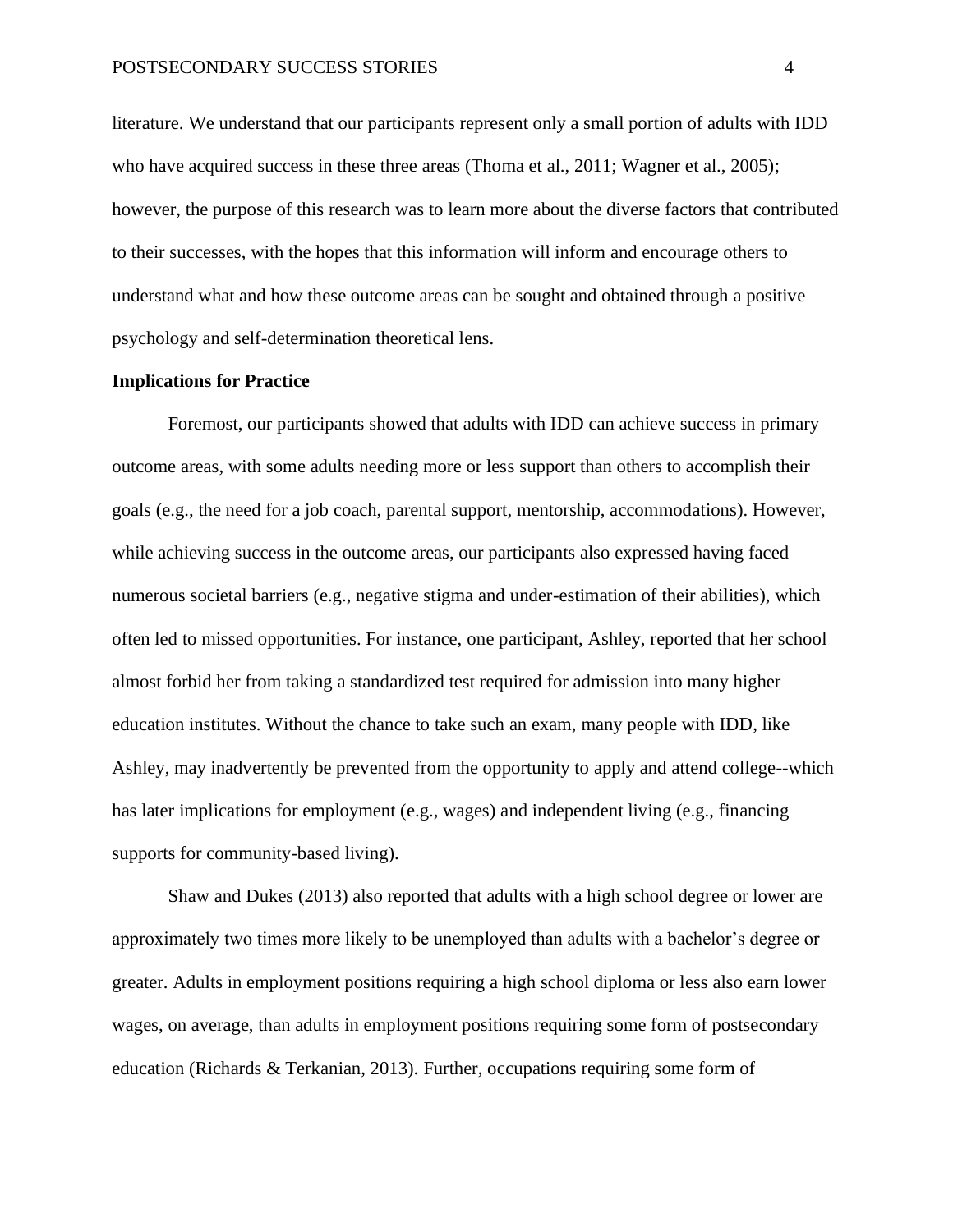literature. We understand that our participants represent only a small portion of adults with IDD who have acquired success in these three areas (Thoma et al., 2011; Wagner et al., 2005); however, the purpose of this research was to learn more about the diverse factors that contributed to their successes, with the hopes that this information will inform and encourage others to understand what and how these outcome areas can be sought and obtained through a positive psychology and self-determination theoretical lens.

**Implications for Practice**

Foremost, our participants showed that adults with IDD can achieve success in primary outcome areas, with some adults needing more or less support than others to accomplish their goals (e.g., the need for a job coach, parental support, mentorship, accommodations). However, while achieving success in the outcome areas, our participants also expressed having faced numerous societal barriers (e.g., negative stigma and under-estimation of their abilities), which often led to missed opportunities. For instance, one participant, Ashley, reported that her school almost forbid her from taking a standardized test required for admission into many higher education institutes. Without the chance to take such an exam, many people with IDD, like Ashley, may inadvertently be prevented from the opportunity to apply and attend college--which has later implications for employment (e.g., wages) and independent living (e.g., financing supports for community-based living).

Shaw and Dukes (2013) also reported that adults with a high school degree or lower are approximately two times more likely to be unemployed than adults with a bachelor's degree or greater. Adults in employment positions requiring a high school diploma or less also earn lower wages, on average, than adults in employment positions requiring some form of postsecondary education (Richards & Terkanian, 2013). Further, occupations requiring some form of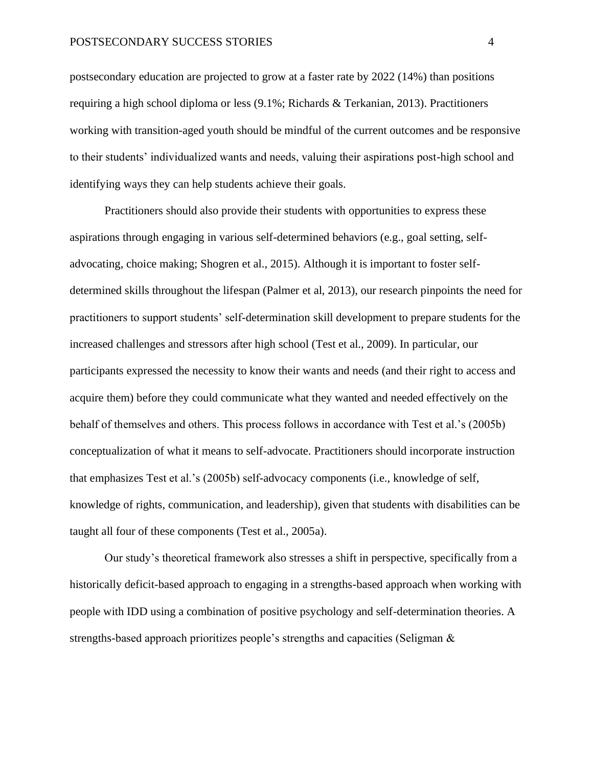postsecondary education are projected to grow at a faster rate by 2022 (14%) than positions requiring a high school diploma or less (9.1%; Richards & Terkanian, 2013). Practitioners working with transition-aged youth should be mindful of the current outcomes and be responsive to their students' individualized wants and needs, valuing their aspirations post-high school and identifying ways they can help students achieve their goals.

Practitioners should also provide their students with opportunities to express these aspirations through engaging in various self-determined behaviors (e.g., goal setting, self-advocating, choice making; Shogren et al., 2015). Although it is important to foster self-determined skills throughout the lifespan (Palmer et al, 2013), our research pinpoints the need for practitioners to support students' self-determination skill development to prepare students for the increased challenges and stressors after high school (Test et al., 2009). In particular, our participants expressed the necessity to know their wants and needs (and their right to access and acquire them) before they could communicate what they wanted and needed effectively on the behalf of themselves and others. This process follows in accordance with Test et al.'s (2005b) conceptualization of what it means to self-advocate. Practitioners should incorporate instruction that emphasizes Test et al.'s (2005b) self-advocacy components (i.e., knowledge of self, knowledge of rights, communication, and leadership), given that students with disabilities can be taught all four of these components (Test et al., 2005a).

Our study's theoretical framework also stresses a shift in perspective, specifically from a historically deficit-based approach to engaging in a strengths-based approach when working with people with IDD using a combination of positive psychology and self-determination theories. A strengths-based approach prioritizes people's strengths and capacities (Seligman &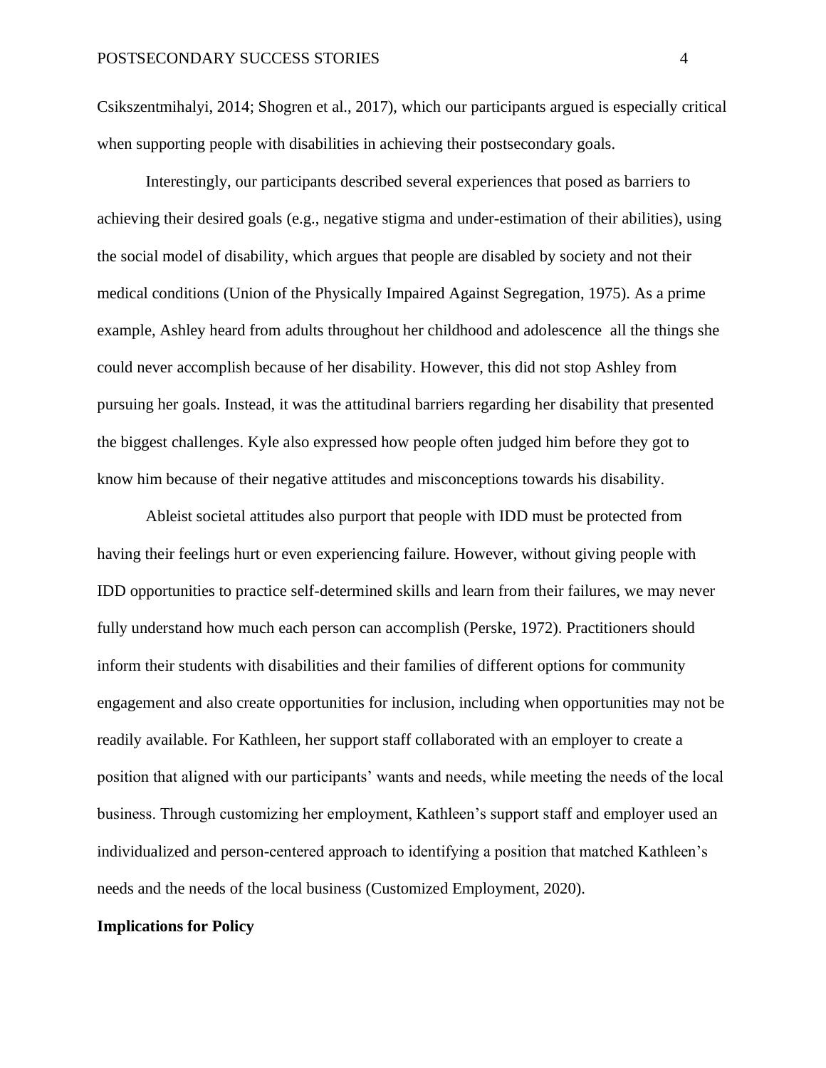Csikszentmihalyi, 2014; Shogren et al., 2017), which our participants argued is especially critical when supporting people with disabilities in achieving their postsecondary goals.

Interestingly, our participants described several experiences that posed as barriers to achieving their desired goals (e.g., negative stigma and under-estimation of their abilities), using the social model of disability, which argues that people are disabled by society and not their medical conditions (Union of the Physically Impaired Against Segregation, 1975). As a prime example, Ashley heard from adults throughout her childhood and adolescence  all the things she could never accomplish because of her disability. However, this did not stop Ashley from pursuing her goals. Instead, it was the attitudinal barriers regarding her disability that presented the biggest challenges. Kyle also expressed how people often judged him before they got to know him because of their negative attitudes and misconceptions towards his disability.

Ableist societal attitudes also purport that people with IDD must be protected from having their feelings hurt or even experiencing failure. However, without giving people with IDD opportunities to practice self-determined skills and learn from their failures, we may never fully understand how much each person can accomplish (Perske, 1972). Practitioners should inform their students with disabilities and their families of different options for community engagement and also create opportunities for inclusion, including when opportunities may not be readily available. For Kathleen, her support staff collaborated with an employer to create a position that aligned with our participants' wants and needs, while meeting the needs of the local business. Through customizing her employment, Kathleen's support staff and employer used an individualized and person-centered approach to identifying a position that matched Kathleen's needs and the needs of the local business (Customized Employment, 2020).

**Implications for Policy**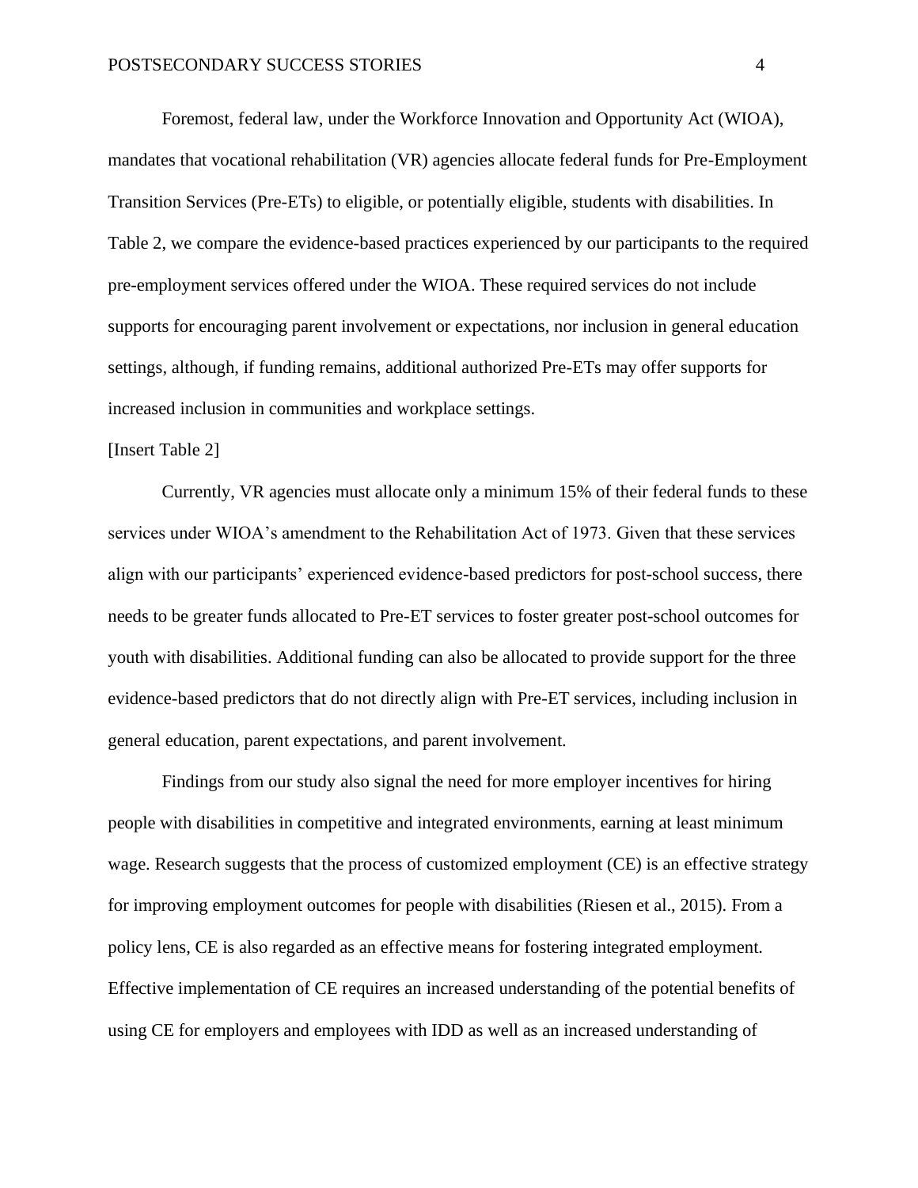Foremost, federal law, under the Workforce Innovation and Opportunity Act (WIOA), mandates that vocational rehabilitation (VR) agencies allocate federal funds for Pre-Employment Transition Services (Pre-ETs) to eligible, or potentially eligible, students with disabilities. In Table 2, we compare the evidence-based practices experienced by our participants to the required pre-employment services offered under the WIOA. These required services do not include supports for encouraging parent involvement or expectations, nor inclusion in general education settings, although, if funding remains, additional authorized Pre-ETs may offer supports for increased inclusion in communities and workplace settings.

[Insert Table 2]

Currently, VR agencies must allocate only a minimum 15% of their federal funds to these services under WIOA's amendment to the Rehabilitation Act of 1973. Given that these services align with our participants' experienced evidence-based predictors for post-school success, there needs to be greater funds allocated to Pre-ET services to foster greater post-school outcomes for youth with disabilities. Additional funding can also be allocated to provide support for the three evidence-based predictors that do not directly align with Pre-ET services, including inclusion in general education, parent expectations, and parent involvement.

Findings from our study also signal the need for more employer incentives for hiring people with disabilities in competitive and integrated environments, earning at least minimum wage. Research suggests that the process of customized employment (CE) is an effective strategy for improving employment outcomes for people with disabilities (Riesen et al., 2015). From a policy lens, CE is also regarded as an effective means for fostering integrated employment. Effective implementation of CE requires an increased understanding of the potential benefits of using CE for employers and employees with IDD as well as an increased understanding of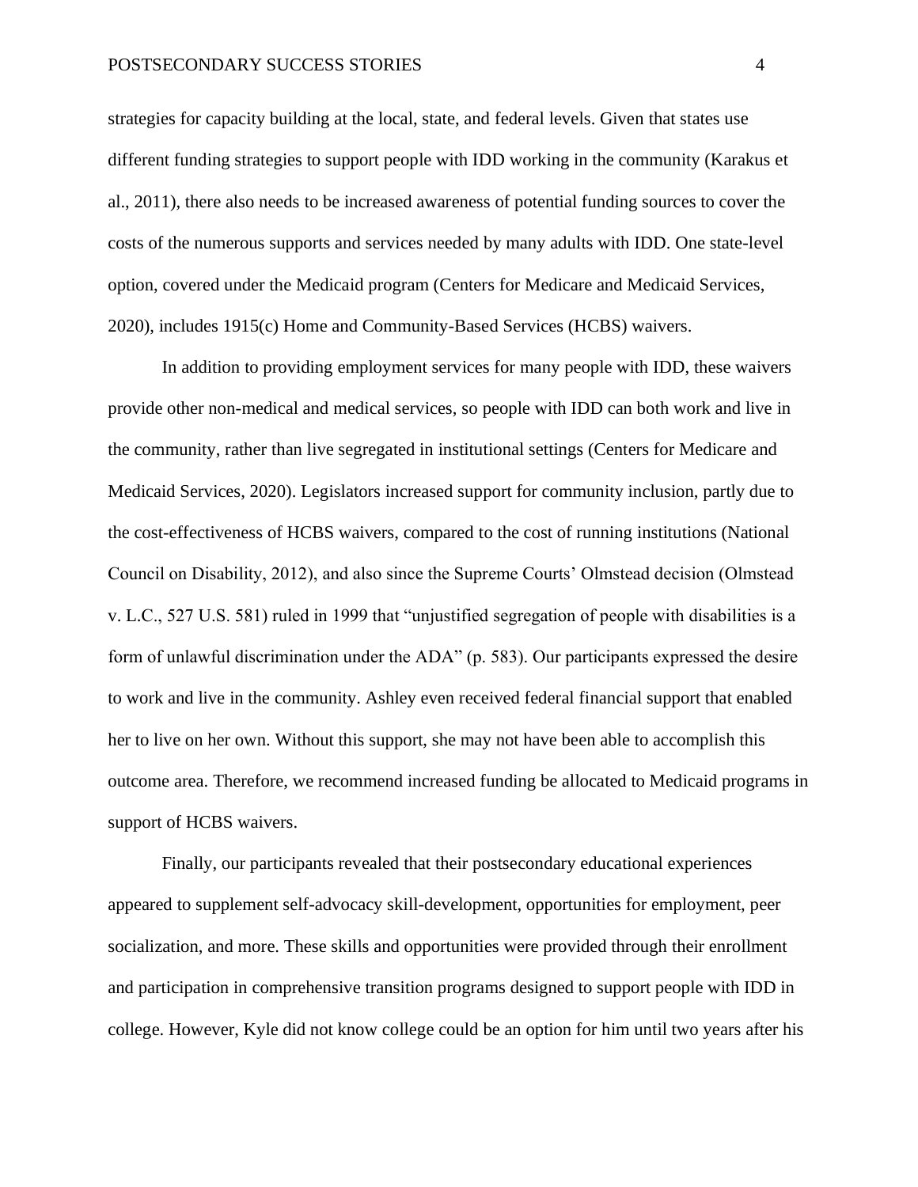strategies for capacity building at the local, state, and federal levels. Given that states use different funding strategies to support people with IDD working in the community (Karakus et al., 2011), there also needs to be increased awareness of potential funding sources to cover the costs of the numerous supports and services needed by many adults with IDD. One state-level option, covered under the Medicaid program (Centers for Medicare and Medicaid Services, 2020), includes 1915(c) Home and Community-Based Services (HCBS) waivers.

In addition to providing employment services for many people with IDD, these waivers provide other non-medical and medical services, so people with IDD can both work and live in the community, rather than live segregated in institutional settings (Centers for Medicare and Medicaid Services, 2020). Legislators increased support for community inclusion, partly due to the cost-effectiveness of HCBS waivers, compared to the cost of running institutions (National Council on Disability, 2012), and also since the Supreme Courts' Olmstead decision (Olmstead v. L.C., 527 U.S. 581) ruled in 1999 that "unjustified segregation of people with disabilities is a form of unlawful discrimination under the ADA" (p. 583). Our participants expressed the desire to work and live in the community. Ashley even received federal financial support that enabled her to live on her own. Without this support, she may not have been able to accomplish this outcome area. Therefore, we recommend increased funding be allocated to Medicaid programs in support of HCBS waivers.

Finally, our participants revealed that their postsecondary educational experiences appeared to supplement self-advocacy skill-development, opportunities for employment, peer socialization, and more. These skills and opportunities were provided through their enrollment and participation in comprehensive transition programs designed to support people with IDD in college. However, Kyle did not know college could be an option for him until two years after his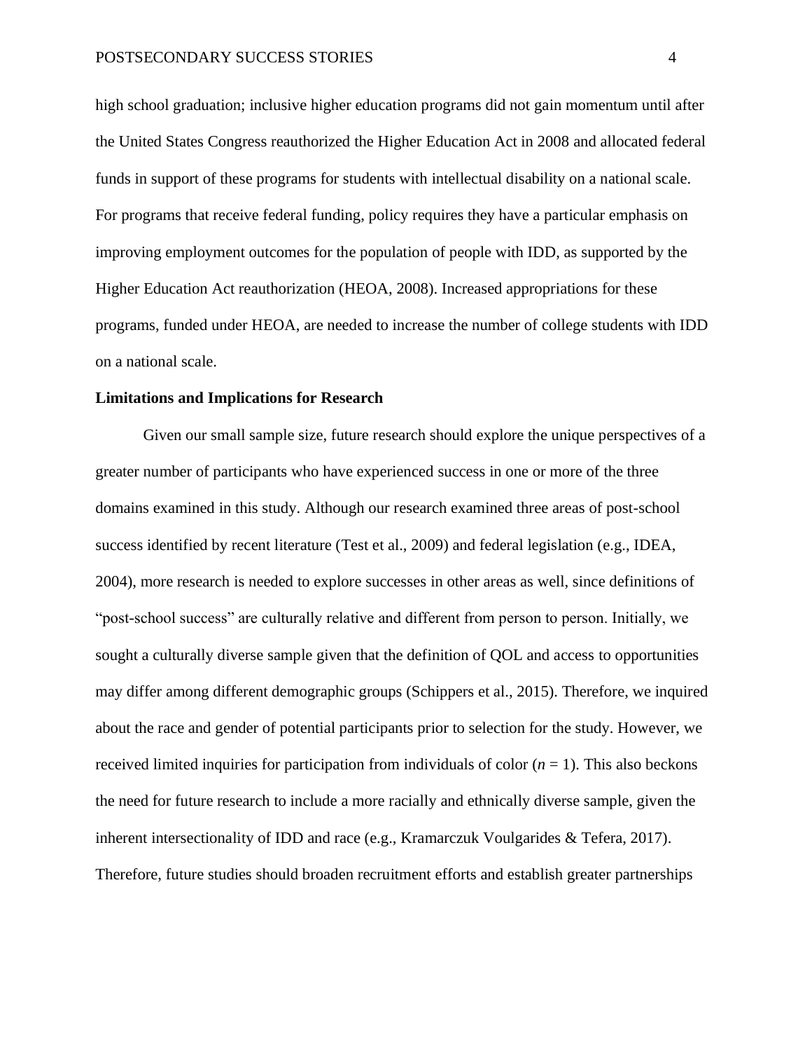high school graduation; inclusive higher education programs did not gain momentum until after the United States Congress reauthorized the Higher Education Act in 2008 and allocated federal funds in support of these programs for students with intellectual disability on a national scale. For programs that receive federal funding, policy requires they have a particular emphasis on improving employment outcomes for the population of people with IDD, as supported by the Higher Education Act reauthorization (HEOA, 2008). Increased appropriations for these programs, funded under HEOA, are needed to increase the number of college students with IDD on a national scale.

**Limitations and Implications for Research**

Given our small sample size, future research should explore the unique perspectives of a greater number of participants who have experienced success in one or more of the three domains examined in this study. Although our research examined three areas of post-school success identified by recent literature (Test et al., 2009) and federal legislation (e.g., IDEA, 2004), more research is needed to explore successes in other areas as well, since definitions of "post-school success" are culturally relative and different from person to person. Initially, we sought a culturally diverse sample given that the definition of QOL and access to opportunities may differ among different demographic groups (Schippers et al., 2015). Therefore, we inquired about the race and gender of potential participants prior to selection for the study. However, we received limited inquiries for participation from individuals of color ($n = 1$). This also beckons the need for future research to include a more racially and ethnically diverse sample, given the inherent intersectionality of IDD and race (e.g., Kramarczuk Voulgarides & Tefera, 2017). Therefore, future studies should broaden recruitment efforts and establish greater partnerships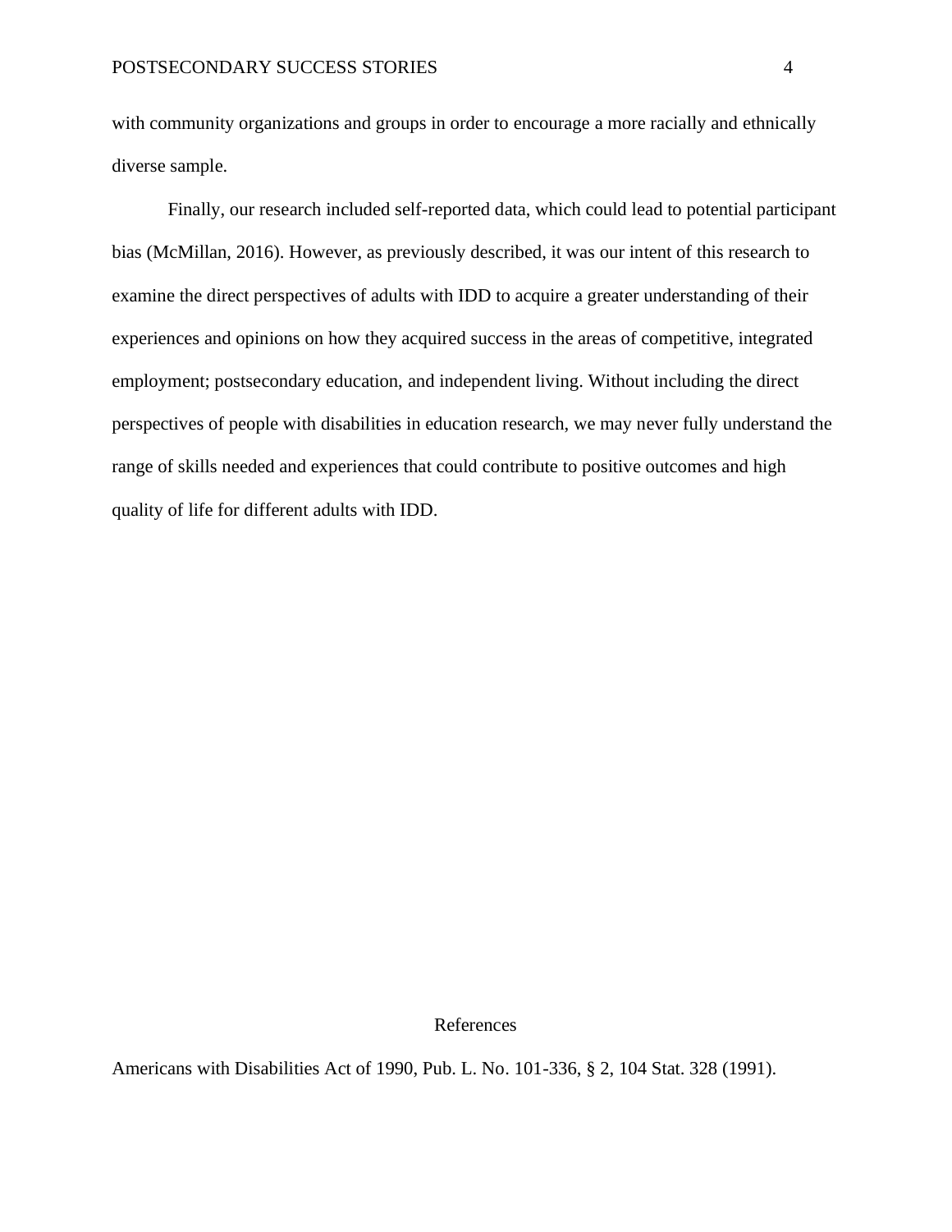with community organizations and groups in order to encourage a more racially and ethnically diverse sample.

Finally, our research included self-reported data, which could lead to potential participant bias (McMillan, 2016). However, as previously described, it was our intent of this research to examine the direct perspectives of adults with IDD to acquire a greater understanding of their experiences and opinions on how they acquired success in the areas of competitive, integrated employment; postsecondary education, and independent living. Without including the direct perspectives of people with disabilities in education research, we may never fully understand the range of skills needed and experiences that could contribute to positive outcomes and high quality of life for different adults with IDD.

## References

Americans with Disabilities Act of 1990, Pub. L. No. 101-336, § 2, 104 Stat. 328 (1991).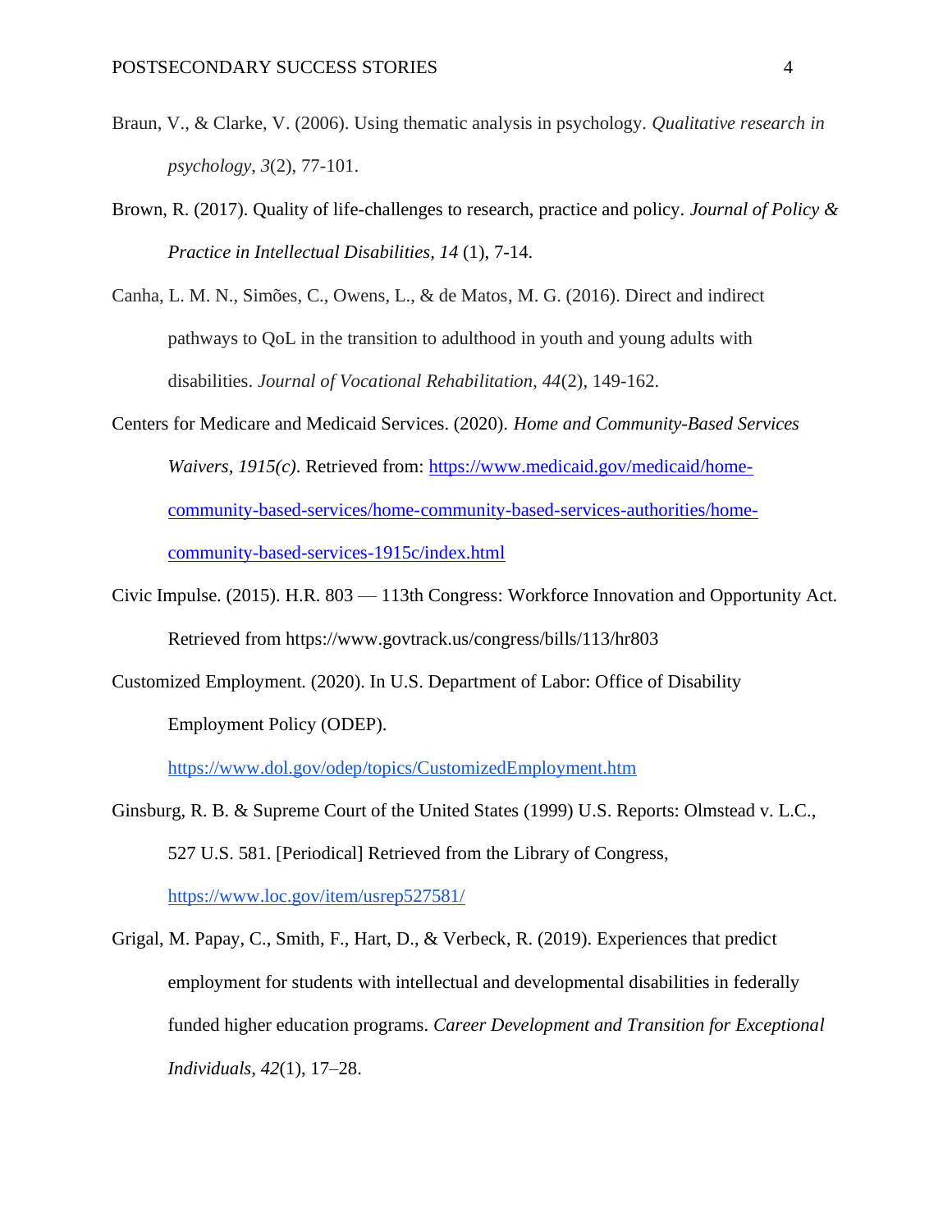Braun, V., & Clarke, V. (2006). Using thematic analysis in psychology. *Qualitative research in psychology*, *3*(2), 77-101.

Brown, R. (2017). Quality of life-challenges to research, practice and policy. *Journal of Policy & Practice in Intellectual Disabilities, 14* (1), 7-14.

Canha, L. M. N., Simões, C., Owens, L., & de Matos, M. G. (2016). Direct and indirect pathways to QoL in the transition to adulthood in youth and young adults with disabilities. *Journal of Vocational Rehabilitation*, *44*(2), 149-162.

Centers for Medicare and Medicaid Services. (2020). *Home and Community-Based Services Waivers, 1915(c)*. Retrieved from: https://www.medicaid.gov/medicaid/home-community-based-services/home-community-based-services-authorities/home-community-based-services-1915c/index.html

Civic Impulse. (2015). H.R. 803 — 113th Congress: Workforce Innovation and Opportunity Act. Retrieved from https://www.govtrack.us/congress/bills/113/hr803

Customized Employment. (2020). In U.S. Department of Labor: Office of Disability Employment Policy (ODEP). https://www.dol.gov/odep/topics/CustomizedEmployment.htm

Ginsburg, R. B. & Supreme Court of the United States (1999) U.S. Reports: Olmstead v. L.C., 527 U.S. 581. [Periodical] Retrieved from the Library of Congress, https://www.loc.gov/item/usrep527581/

Grigal, M. Papay, C., Smith, F., Hart, D., & Verbeck, R. (2019). Experiences that predict employment for students with intellectual and developmental disabilities in federally funded higher education programs. *Career Development and Transition for Exceptional Individuals*, *42*(1), 17–28.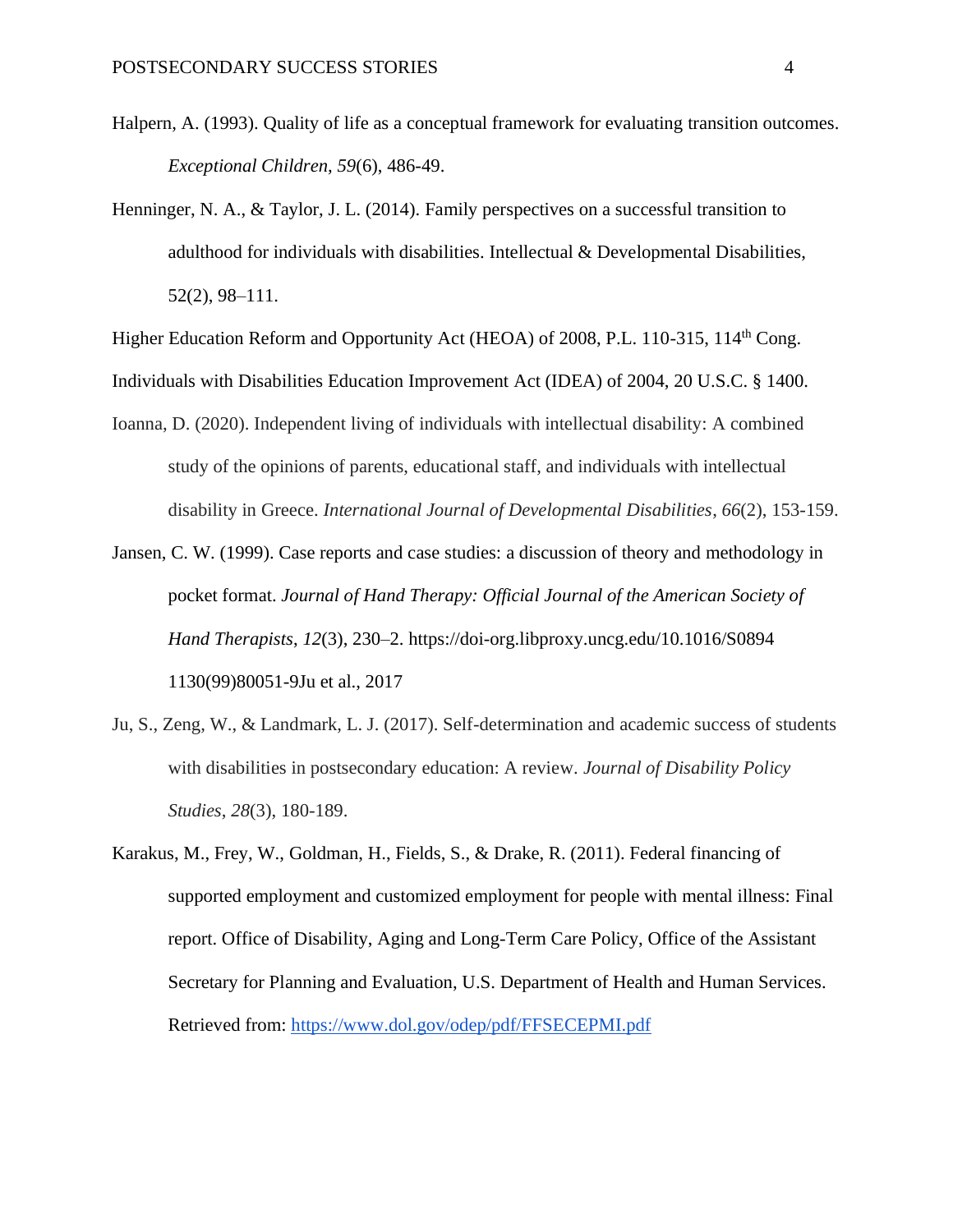Halpern, A. (1993). Quality of life as a conceptual framework for evaluating transition outcomes. *Exceptional Children, 59*(6), 486-49.

Henninger, N. A., & Taylor, J. L. (2014). Family perspectives on a successful transition to adulthood for individuals with disabilities. Intellectual & Developmental Disabilities, 52(2), 98–111.

Higher Education Reform and Opportunity Act (HEOA) of 2008, P.L. 110-315, 114th Cong.

Individuals with Disabilities Education Improvement Act (IDEA) of 2004, 20 U.S.C. § 1400.

Ioanna, D. (2020). Independent living of individuals with intellectual disability: A combined study of the opinions of parents, educational staff, and individuals with intellectual disability in Greece. *International Journal of Developmental Disabilities*, *66*(2), 153-159.

Jansen, C. W. (1999). Case reports and case studies: a discussion of theory and methodology in pocket format. *Journal of Hand Therapy: Official Journal of the American Society of Hand Therapists*, *12*(3), 230–2. https://doi-org.libproxy.uncg.edu/10.1016/S0894 1130(99)80051-9Ju et al., 2017

Ju, S., Zeng, W., & Landmark, L. J. (2017). Self-determination and academic success of students with disabilities in postsecondary education: A review. *Journal of Disability Policy Studies*, *28*(3), 180-189.

Karakus, M., Frey, W., Goldman, H., Fields, S., & Drake, R. (2011). Federal financing of supported employment and customized employment for people with mental illness: Final report. Office of Disability, Aging and Long-Term Care Policy, Office of the Assistant Secretary for Planning and Evaluation, U.S. Department of Health and Human Services. Retrieved from: https://www.dol.gov/odep/pdf/FFSECEPMI.pdf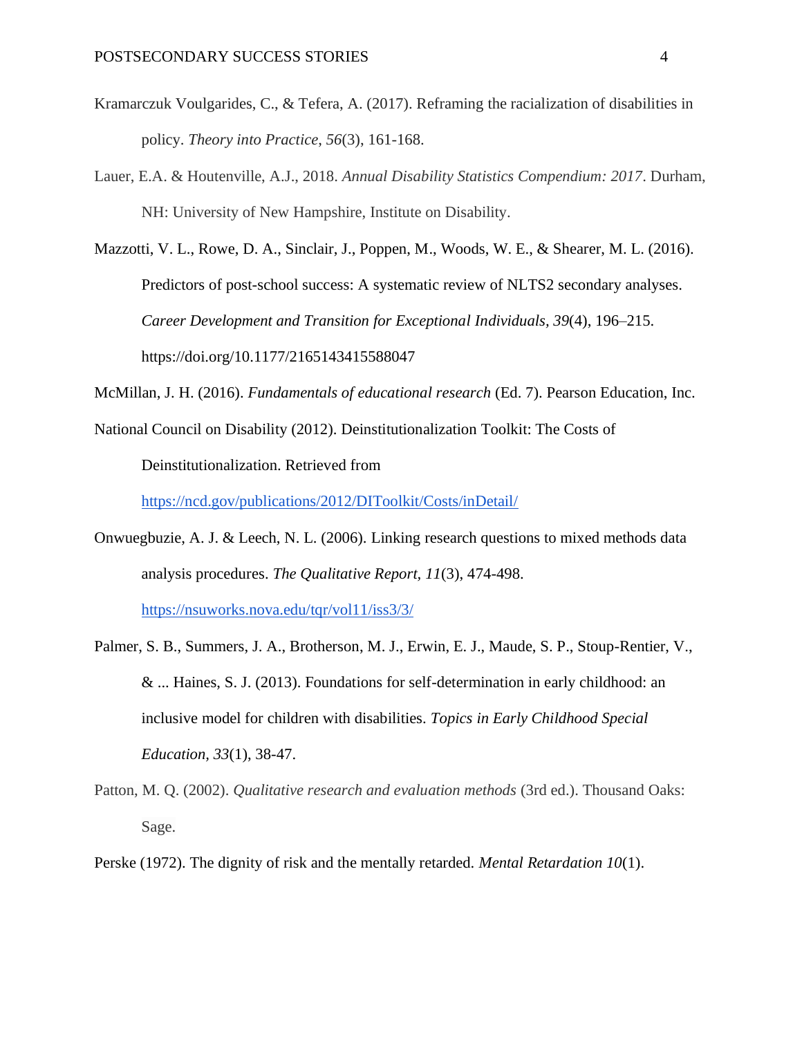Kramarczuk Voulgarides, C., & Tefera, A. (2017). Reframing the racialization of disabilities in policy. *Theory into Practice, 56*(3), 161-168.

Lauer, E.A. & Houtenville, A.J., 2018. *Annual Disability Statistics Compendium: 2017*. Durham, NH: University of New Hampshire, Institute on Disability.

Mazzotti, V. L., Rowe, D. A., Sinclair, J., Poppen, M., Woods, W. E., & Shearer, M. L. (2016). Predictors of post-school success: A systematic review of NLTS2 secondary analyses. *Career Development and Transition for Exceptional Individuals, 39*(4), 196–215. https://doi.org/10.1177/2165143415588047

McMillan, J. H. (2016). *Fundamentals of educational research* (Ed. 7). Pearson Education, Inc.

National Council on Disability (2012). Deinstitutionalization Toolkit: The Costs of Deinstitutionalization. Retrieved from https://ncd.gov/publications/2012/DIToolkit/Costs/inDetail/

Onwuegbuzie, A. J. & Leech, N. L. (2006). Linking research questions to mixed methods data analysis procedures. *The Qualitative Report, 11*(3), 474-498. https://nsuworks.nova.edu/tqr/vol11/iss3/3/

Palmer, S. B., Summers, J. A., Brotherson, M. J., Erwin, E. J., Maude, S. P., Stoup-Rentier, V., & ... Haines, S. J. (2013). Foundations for self-determination in early childhood: an inclusive model for children with disabilities. *Topics in Early Childhood Special Education, 33*(1), 38-47.

Patton, M. Q. (2002). *Qualitative research and evaluation methods* (3rd ed.). Thousand Oaks: Sage.

Perske (1972). The dignity of risk and the mentally retarded. *Mental Retardation 10*(1).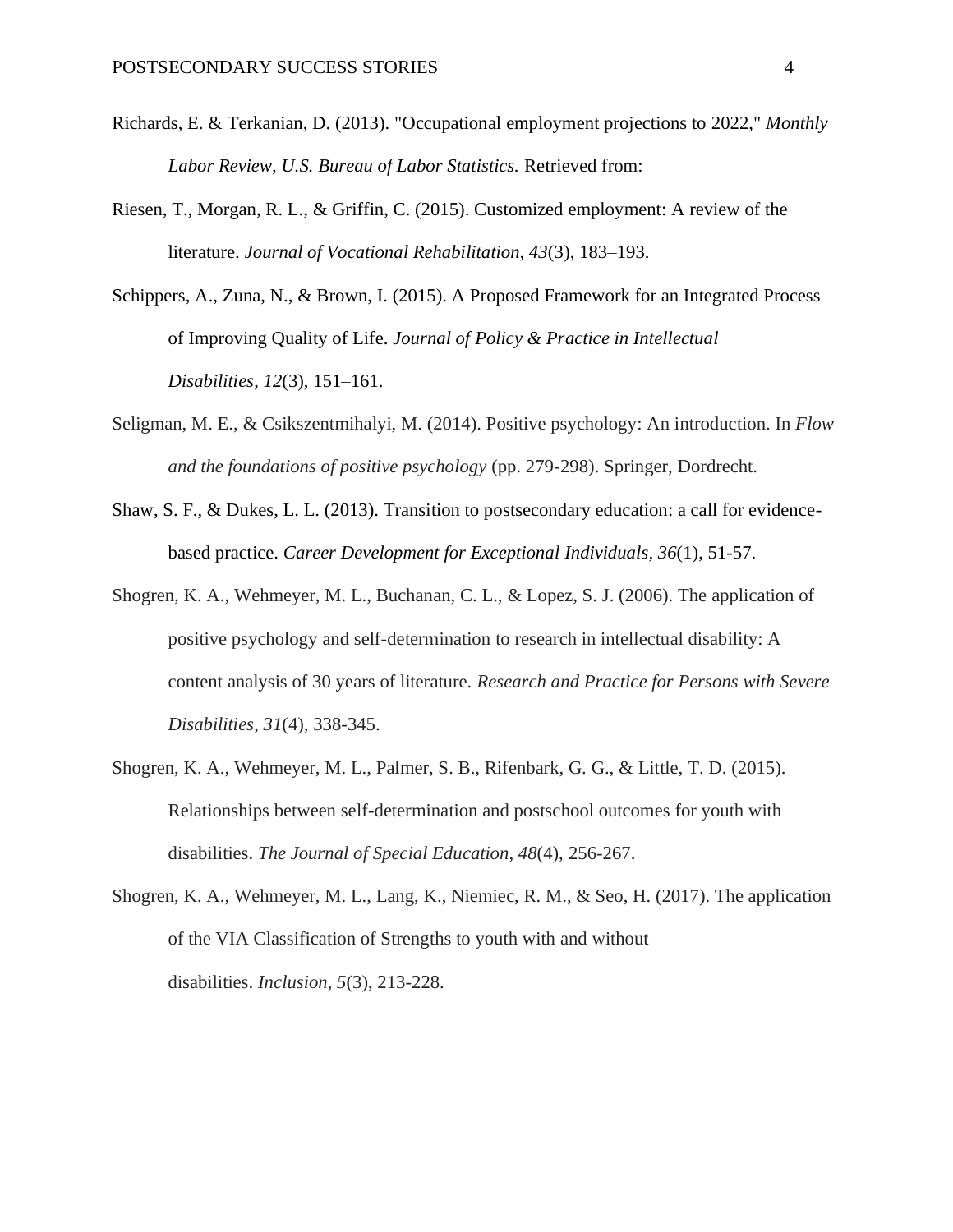Richards, E. & Terkanian, D. (2013). "Occupational employment projections to 2022," *Monthly Labor Review, U.S. Bureau of Labor Statistics.* Retrieved from:

Riesen, T., Morgan, R. L., & Griffin, C. (2015). Customized employment: A review of the literature. *Journal of Vocational Rehabilitation, 43*(3), 183–193.

Schippers, A., Zuna, N., & Brown, I. (2015). A Proposed Framework for an Integrated Process of Improving Quality of Life. *Journal of Policy & Practice in Intellectual Disabilities*, *12*(3), 151–161.

Seligman, M. E., & Csikszentmihalyi, M. (2014). Positive psychology: An introduction. In *Flow and the foundations of positive psychology* (pp. 279-298). Springer, Dordrecht.

Shaw, S. F., & Dukes, L. L. (2013). Transition to postsecondary education: a call for evidence-based practice. *Career Development for Exceptional Individuals, 36*(1), 51-57.

Shogren, K. A., Wehmeyer, M. L., Buchanan, C. L., & Lopez, S. J. (2006). The application of positive psychology and self-determination to research in intellectual disability: A content analysis of 30 years of literature. *Research and Practice for Persons with Severe Disabilities*, *31*(4), 338-345.

Shogren, K. A., Wehmeyer, M. L., Palmer, S. B., Rifenbark, G. G., & Little, T. D. (2015). Relationships between self-determination and postschool outcomes for youth with disabilities. *The Journal of Special Education*, *48*(4), 256-267.

Shogren, K. A., Wehmeyer, M. L., Lang, K., Niemiec, R. M., & Seo, H. (2017). The application of the VIA Classification of Strengths to youth with and without disabilities. *Inclusion*, *5*(3), 213-228.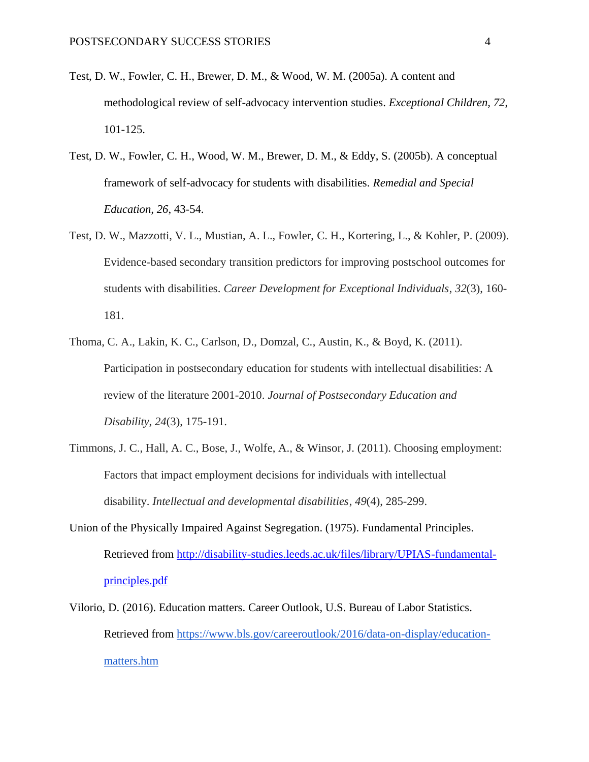Test, D. W., Fowler, C. H., Brewer, D. M., & Wood, W. M. (2005a). A content and methodological review of self-advocacy intervention studies. *Exceptional Children, 72*, 101-125.

Test, D. W., Fowler, C. H., Wood, W. M., Brewer, D. M., & Eddy, S. (2005b). A conceptual framework of self-advocacy for students with disabilities. *Remedial and Special Education, 26*, 43-54.

Test, D. W., Mazzotti, V. L., Mustian, A. L., Fowler, C. H., Kortering, L., & Kohler, P. (2009). Evidence-based secondary transition predictors for improving postschool outcomes for students with disabilities. *Career Development for Exceptional Individuals*, *32*(3), 160-181.

Thoma, C. A., Lakin, K. C., Carlson, D., Domzal, C., Austin, K., & Boyd, K. (2011). Participation in postsecondary education for students with intellectual disabilities: A review of the literature 2001-2010. *Journal of Postsecondary Education and Disability*, *24*(3), 175-191.

Timmons, J. C., Hall, A. C., Bose, J., Wolfe, A., & Winsor, J. (2011). Choosing employment: Factors that impact employment decisions for individuals with intellectual disability. *Intellectual and developmental disabilities*, *49*(4), 285-299.

Union of the Physically Impaired Against Segregation. (1975). Fundamental Principles. Retrieved from [http://disability-studies.leeds.ac.uk/files/library/UPIAS-fundamental-principles.pdf](http://disability-studies.leeds.ac.uk/files/library/UPIAS-fundamental-principles.pdf)

Vilorio, D. (2016). Education matters. Career Outlook, U.S. Bureau of Labor Statistics. Retrieved from [https://www.bls.gov/careeroutlook/2016/data-on-display/education-matters.htm](https://www.bls.gov/careeroutlook/2016/data-on-display/education-matters.htm)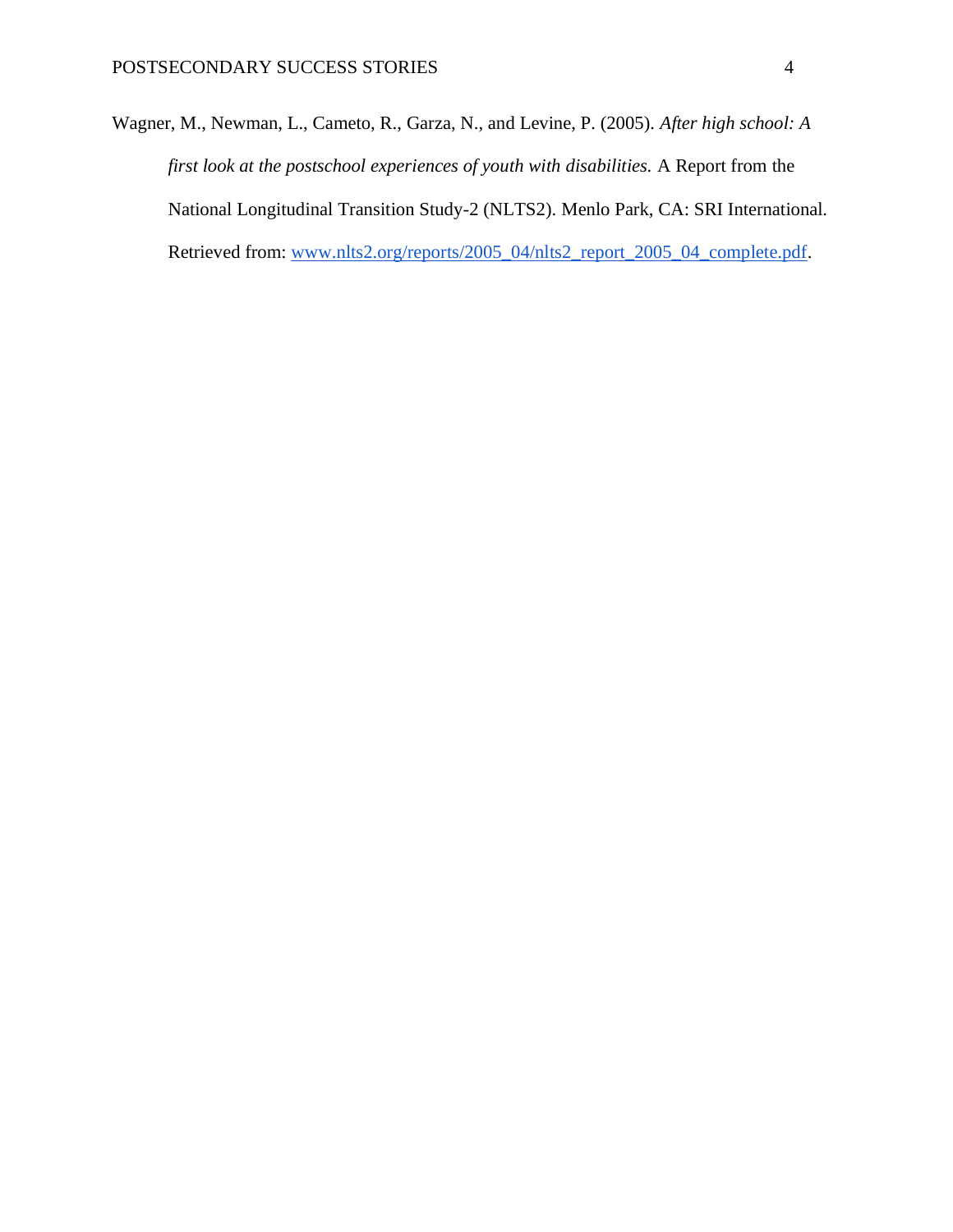Wagner, M., Newman, L., Cameto, R., Garza, N., and Levine, P. (2005). *After high school: A first look at the postschool experiences of youth with disabilities.* A Report from the National Longitudinal Transition Study-2 (NLTS2). Menlo Park, CA: SRI International. Retrieved from: [www.nlts2.org/reports/2005_04/nlts2_report_2005_04_complete.pdf](www.nlts2.org/reports/2005_04/nlts2_report_2005_04_complete.pdf).